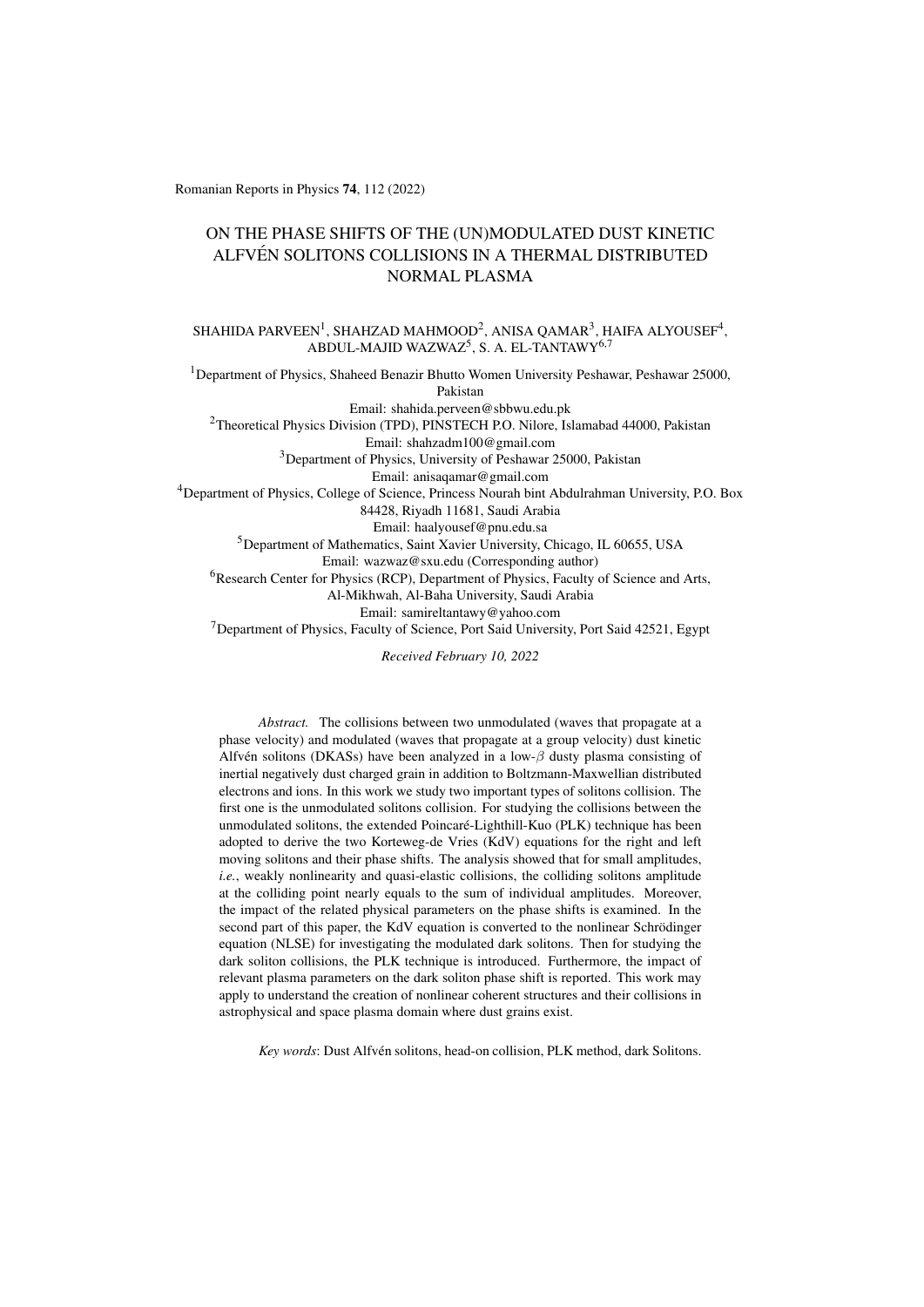Romanian Reports in Physics **74**, 112 (2022)

# ON THE PHASE SHIFTS OF THE (UN)MODULATED DUST KINETIC ALFVÉN SOLITONS COLLISIONS IN A THERMAL DISTRIBUTED NORMAL PLASMA

SHAHIDA PARVEEN[1], SHAHZAD MAHMOOD[2], ANISA QAMAR[3], HAIFA ALYOUSEF[4], ABDUL-MAJID WAZWAZ[5], S. A. EL-TANTAWY[6,7]

[1]Department of Physics, Shaheed Benazir Bhutto Women University Peshawar, Peshawar 25000, Pakistan
Email: shahida.perveen@sbbwu.edu.pk

[2]Theoretical Physics Division (TPD), PINSTECH P.O. Nilore, Islamabad 44000, Pakistan
Email: shahzadm100@gmail.com

[3]Department of Physics, University of Peshawar 25000, Pakistan
Email: anisaqamar@gmail.com

[4]Department of Physics, College of Science, Princess Nourah bint Abdulrahman University, P.O. Box 84428, Riyadh 11681, Saudi Arabia
Email: haalyousef@pnu.edu.sa

[5]Department of Mathematics, Saint Xavier University, Chicago, IL 60655, USA
Email: wazwaz@sxu.edu (Corresponding author)

[6]Research Center for Physics (RCP), Department of Physics, Faculty of Science and Arts, Al-Mikhwah, Al-Baha University, Saudi Arabia
Email: samireltantawy@yahoo.com

[7]Department of Physics, Faculty of Science, Port Said University, Port Said 42521, Egypt

*Received February 10, 2022*

*Abstract.* The collisions between two unmodulated (waves that propagate at a phase velocity) and modulated (waves that propagate at a group velocity) dust kinetic Alfvén solitons (DKASs) have been analyzed in a low-$\beta$ dusty plasma consisting of inertial negatively dust charged grain in addition to Boltzmann-Maxwellian distributed electrons and ions. In this work we study two important types of solitons collision. The first one is the unmodulated solitons collision. For studying the collisions between the unmodulated solitons, the extended Poincaré-Lighthill-Kuo (PLK) technique has been adopted to derive the two Korteweg-de Vries (KdV) equations for the right and left moving solitons and their phase shifts. The analysis showed that for small amplitudes, *i.e.*, weakly nonlinearity and quasi-elastic collisions, the colliding solitons amplitude at the colliding point nearly equals to the sum of individual amplitudes. Moreover, the impact of the related physical parameters on the phase shifts is examined. In the second part of this paper, the KdV equation is converted to the nonlinear Schrödinger equation (NLSE) for investigating the modulated dark solitons. Then for studying the dark soliton collisions, the PLK technique is introduced. Furthermore, the impact of relevant plasma parameters on the dark soliton phase shift is reported. This work may apply to understand the creation of nonlinear coherent structures and their collisions in astrophysical and space plasma domain where dust grains exist.

*Key words*: Dust Alfvén solitons, head-on collision, PLK method, dark Solitons.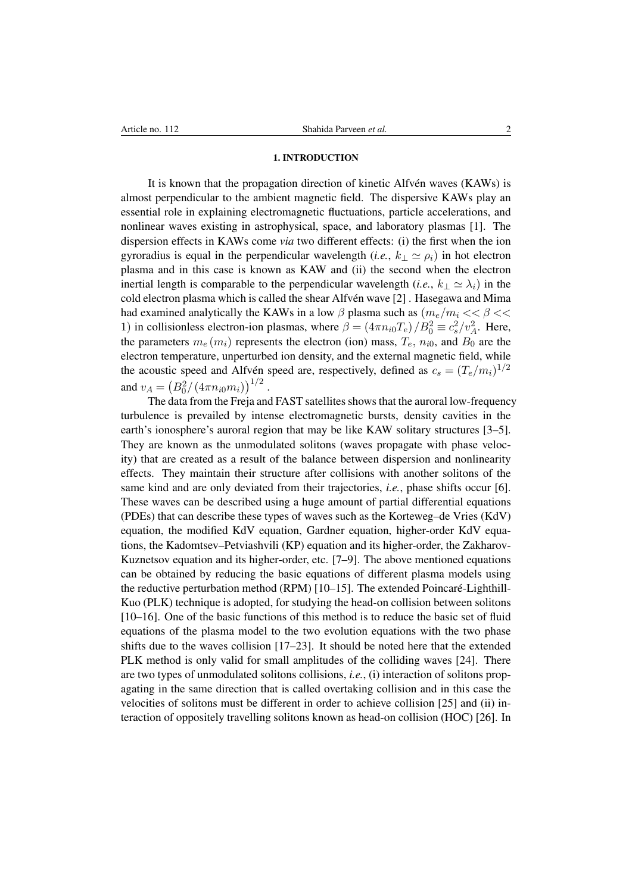## 1. INTRODUCTION

It is known that the propagation direction of kinetic Alfvén waves (KAWs) is almost perpendicular to the ambient magnetic field. The dispersive KAWs play an essential role in explaining electromagnetic fluctuations, particle accelerations, and nonlinear waves existing in astrophysical, space, and laboratory plasmas [1]. The dispersion effects in KAWs come *via* two different effects: (i) the first when the ion gyroradius is equal in the perpendicular wavelength (*i.e.*, $k_\perp \simeq \rho_i$) in hot electron plasma and in this case is known as KAW and (ii) the second when the electron inertial length is comparable to the perpendicular wavelength (*i.e.*, $k_\perp \simeq \lambda_i$) in the cold electron plasma which is called the shear Alfvén wave [2] . Hasegawa and Mima had examined analytically the KAWs in a low $\beta$ plasma such as $(m_e/m_i << \beta << 1)$ in collisionless electron-ion plasmas, where $\beta = (4\pi n_{i0} T_e)/B_0^2 \equiv c_s^2/v_A^2$. Here, the parameters $m_e\,(m_i)$ represents the electron (ion) mass, $T_e$, $n_{i0}$, and $B_0$ are the electron temperature, unperturbed ion density, and the external magnetic field, while the acoustic speed and Alfvén speed are, respectively, defined as $c_s = (T_e/m_i)^{1/2}$ and $v_A = \left(B_0^2/(4\pi n_{i0} m_i)\right)^{1/2}$ .

The data from the Freja and FAST satellites shows that the auroral low-frequency turbulence is prevailed by intense electromagnetic bursts, density cavities in the earth's ionosphere's auroral region that may be like KAW solitary structures [3–5]. They are known as the unmodulated solitons (waves propagate with phase velocity) that are created as a result of the balance between dispersion and nonlinearity effects. They maintain their structure after collisions with another solitons of the same kind and are only deviated from their trajectories, *i.e.*, phase shifts occur [6]. These waves can be described using a huge amount of partial differential equations (PDEs) that can describe these types of waves such as the Korteweg–de Vries (KdV) equation, the modified KdV equation, Gardner equation, higher-order KdV equations, the Kadomtsev–Petviashvili (KP) equation and its higher-order, the Zakharov-Kuznetsov equation and its higher-order, etc. [7–9]. The above mentioned equations can be obtained by reducing the basic equations of different plasma models using the reductive perturbation method (RPM) [10–15]. The extended Poincaré-Lighthill-Kuo (PLK) technique is adopted, for studying the head-on collision between solitons [10–16]. One of the basic functions of this method is to reduce the basic set of fluid equations of the plasma model to the two evolution equations with the two phase shifts due to the waves collision [17–23]. It should be noted here that the extended PLK method is only valid for small amplitudes of the colliding waves [24]. There are two types of unmodulated solitons collisions, *i.e.*, (i) interaction of solitons propagating in the same direction that is called overtaking collision and in this case the velocities of solitons must be different in order to achieve collision [25] and (ii) interaction of oppositely travelling solitons known as head-on collision (HOC) [26]. In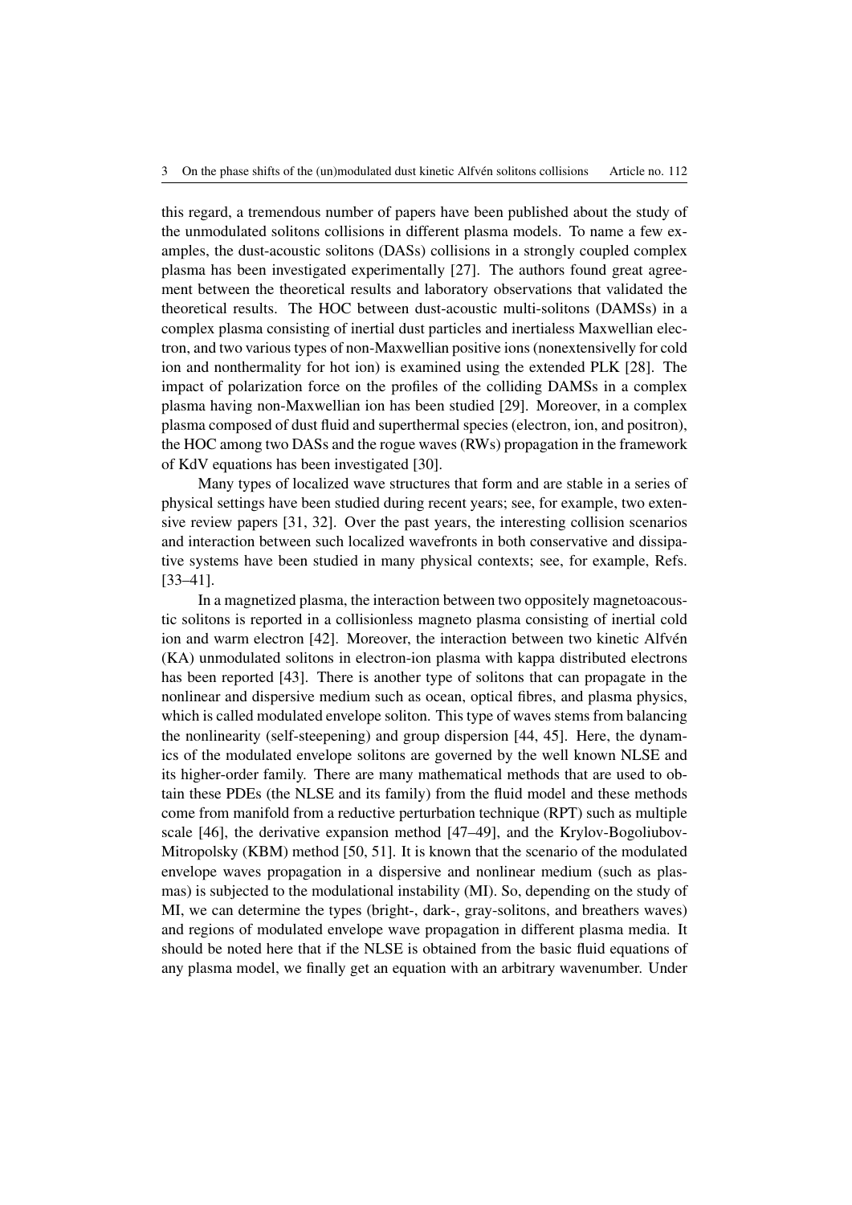this regard, a tremendous number of papers have been published about the study of the unmodulated solitons collisions in different plasma models. To name a few examples, the dust-acoustic solitons (DASs) collisions in a strongly coupled complex plasma has been investigated experimentally [27]. The authors found great agreement between the theoretical results and laboratory observations that validated the theoretical results. The HOC between dust-acoustic multi-solitons (DAMSs) in a complex plasma consisting of inertial dust particles and inertialess Maxwellian electron, and two various types of non-Maxwellian positive ions (nonextensivelly for cold ion and nonthermality for hot ion) is examined using the extended PLK [28]. The impact of polarization force on the profiles of the colliding DAMSs in a complex plasma having non-Maxwellian ion has been studied [29]. Moreover, in a complex plasma composed of dust fluid and superthermal species (electron, ion, and positron), the HOC among two DASs and the rogue waves (RWs) propagation in the framework of KdV equations has been investigated [30].

Many types of localized wave structures that form and are stable in a series of physical settings have been studied during recent years; see, for example, two extensive review papers [31, 32]. Over the past years, the interesting collision scenarios and interaction between such localized wavefronts in both conservative and dissipative systems have been studied in many physical contexts; see, for example, Refs. [33–41].

In a magnetized plasma, the interaction between two oppositely magnetoacoustic solitons is reported in a collisionless magneto plasma consisting of inertial cold ion and warm electron [42]. Moreover, the interaction between two kinetic Alfvén (KA) unmodulated solitons in electron-ion plasma with kappa distributed electrons has been reported [43]. There is another type of solitons that can propagate in the nonlinear and dispersive medium such as ocean, optical fibres, and plasma physics, which is called modulated envelope soliton. This type of waves stems from balancing the nonlinearity (self-steepening) and group dispersion [44, 45]. Here, the dynamics of the modulated envelope solitons are governed by the well known NLSE and its higher-order family. There are many mathematical methods that are used to obtain these PDEs (the NLSE and its family) from the fluid model and these methods come from manifold from a reductive perturbation technique (RPT) such as multiple scale [46], the derivative expansion method [47–49], and the Krylov-Bogoliubov-Mitropolsky (KBM) method [50, 51]. It is known that the scenario of the modulated envelope waves propagation in a dispersive and nonlinear medium (such as plasmas) is subjected to the modulational instability (MI). So, depending on the study of MI, we can determine the types (bright-, dark-, gray-solitons, and breathers waves) and regions of modulated envelope wave propagation in different plasma media. It should be noted here that if the NLSE is obtained from the basic fluid equations of any plasma model, we finally get an equation with an arbitrary wavenumber. Under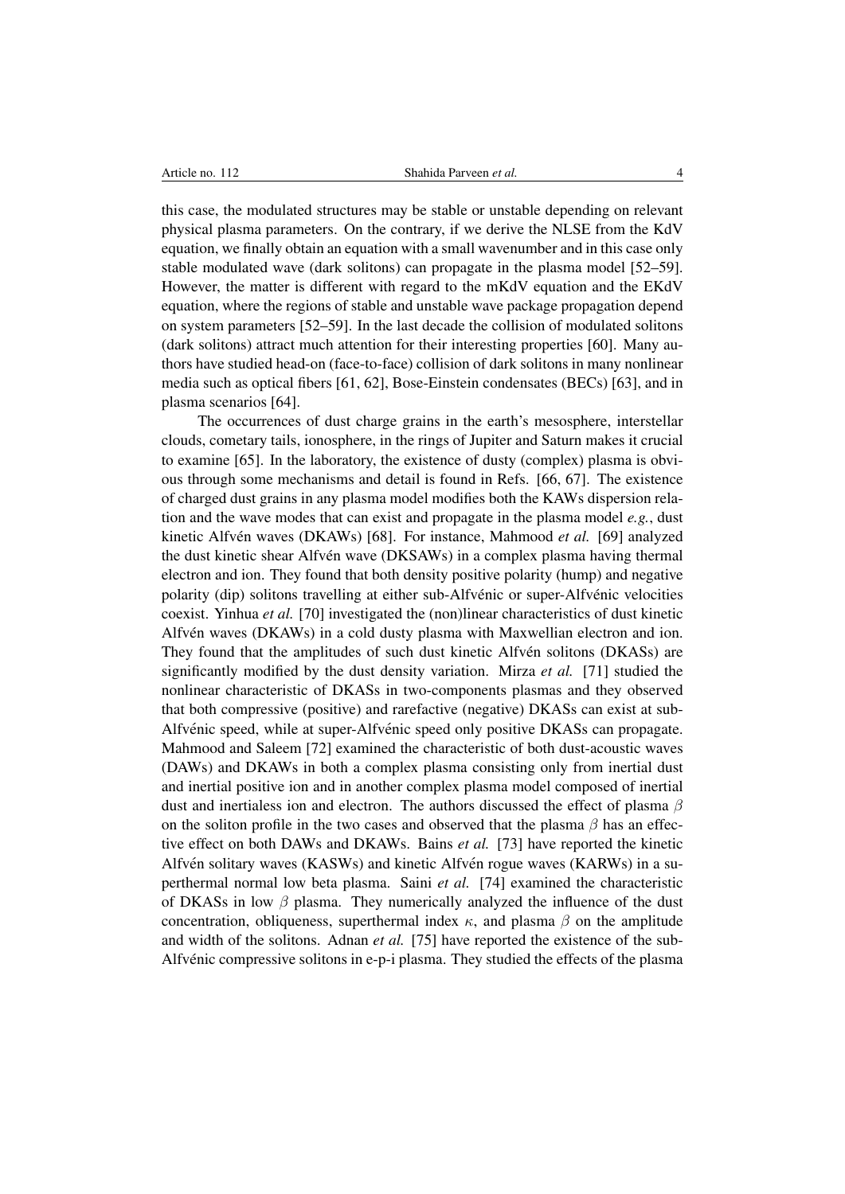this case, the modulated structures may be stable or unstable depending on relevant physical plasma parameters. On the contrary, if we derive the NLSE from the KdV equation, we finally obtain an equation with a small wavenumber and in this case only stable modulated wave (dark solitons) can propagate in the plasma model [52–59]. However, the matter is different with regard to the mKdV equation and the EKdV equation, where the regions of stable and unstable wave package propagation depend on system parameters [52–59]. In the last decade the collision of modulated solitons (dark solitons) attract much attention for their interesting properties [60]. Many authors have studied head-on (face-to-face) collision of dark solitons in many nonlinear media such as optical fibers [61, 62], Bose-Einstein condensates (BECs) [63], and in plasma scenarios [64].

The occurrences of dust charge grains in the earth's mesosphere, interstellar clouds, cometary tails, ionosphere, in the rings of Jupiter and Saturn makes it crucial to examine [65]. In the laboratory, the existence of dusty (complex) plasma is obvious through some mechanisms and detail is found in Refs. [66, 67]. The existence of charged dust grains in any plasma model modifies both the KAWs dispersion relation and the wave modes that can exist and propagate in the plasma model *e.g.*, dust kinetic Alfvén waves (DKAWs) [68]. For instance, Mahmood *et al.* [69] analyzed the dust kinetic shear Alfvén wave (DKSAWs) in a complex plasma having thermal electron and ion. They found that both density positive polarity (hump) and negative polarity (dip) solitons travelling at either sub-Alfvénic or super-Alfvénic velocities coexist. Yinhua *et al.* [70] investigated the (non)linear characteristics of dust kinetic Alfvén waves (DKAWs) in a cold dusty plasma with Maxwellian electron and ion. They found that the amplitudes of such dust kinetic Alfvén solitons (DKASs) are significantly modified by the dust density variation. Mirza *et al.* [71] studied the nonlinear characteristic of DKASs in two-components plasmas and they observed that both compressive (positive) and rarefactive (negative) DKASs can exist at sub-Alfvénic speed, while at super-Alfvénic speed only positive DKASs can propagate. Mahmood and Saleem [72] examined the characteristic of both dust-acoustic waves (DAWs) and DKAWs in both a complex plasma consisting only from inertial dust and inertial positive ion and in another complex plasma model composed of inertial dust and inertialess ion and electron. The authors discussed the effect of plasma $\beta$ on the soliton profile in the two cases and observed that the plasma $\beta$ has an effective effect on both DAWs and DKAWs. Bains *et al.* [73] have reported the kinetic Alfvén solitary waves (KASWs) and kinetic Alfvén rogue waves (KARWs) in a superthermal normal low beta plasma. Saini *et al.* [74] examined the characteristic of DKASs in low $\beta$ plasma. They numerically analyzed the influence of the dust concentration, obliqueness, superthermal index $\kappa$, and plasma $\beta$ on the amplitude and width of the solitons. Adnan *et al.* [75] have reported the existence of the sub-Alfvénic compressive solitons in e-p-i plasma. They studied the effects of the plasma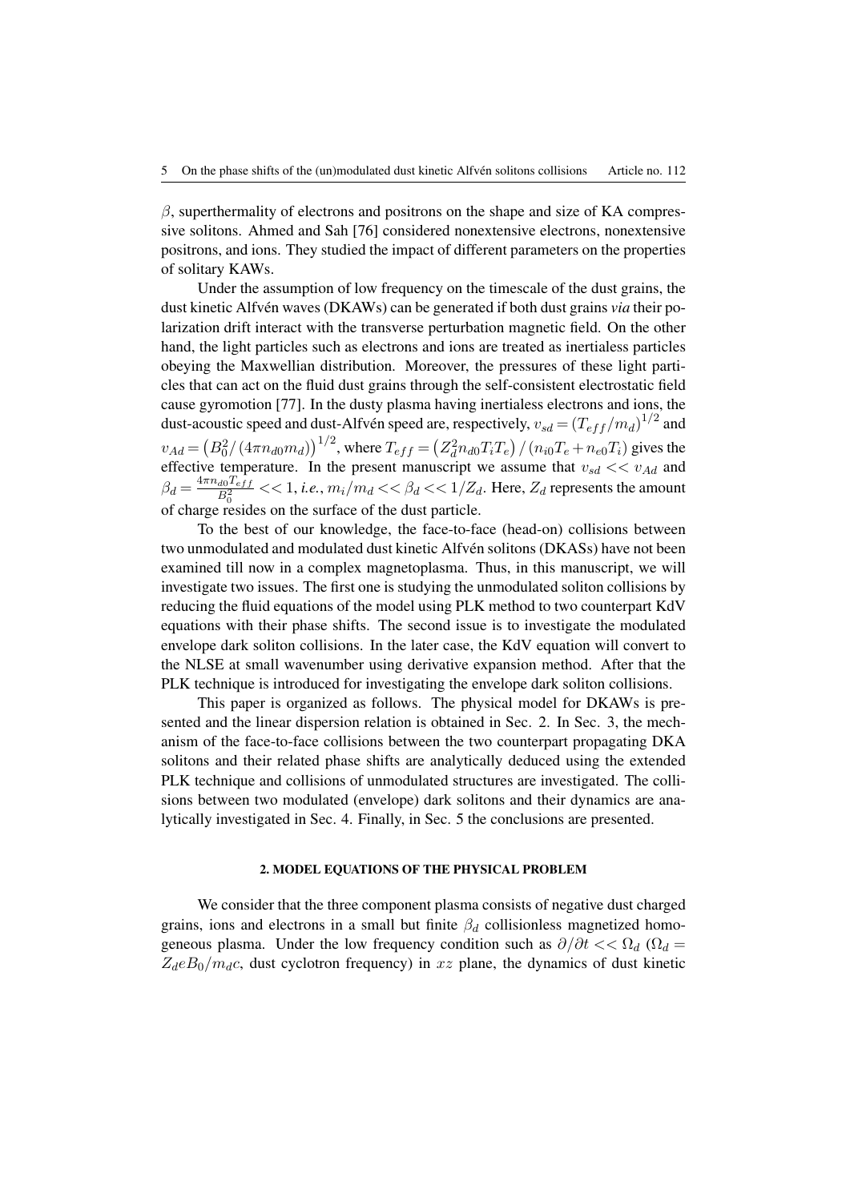$\beta$, superthermality of electrons and positrons on the shape and size of KA compressive solitons. Ahmed and Sah [76] considered nonextensive electrons, nonextensive positrons, and ions. They studied the impact of different parameters on the properties of solitary KAWs.

Under the assumption of low frequency on the timescale of the dust grains, the dust kinetic Alfvén waves (DKAWs) can be generated if both dust grains *via* their polarization drift interact with the transverse perturbation magnetic field. On the other hand, the light particles such as electrons and ions are treated as inertialess particles obeying the Maxwellian distribution. Moreover, the pressures of these light particles that can act on the fluid dust grains through the self-consistent electrostatic field cause gyromotion [77]. In the dusty plasma having inertialess electrons and ions, the dust-acoustic speed and dust-Alfvén speed are, respectively, $v_{sd} = \left(T_{eff}/m_d\right)^{1/2}$ and $v_{Ad} = \left(B_0^2/\left(4\pi n_{d0} m_d\right)\right)^{1/2}$, where $T_{eff} = \left(Z_d^2 n_{d0} T_i T_e\right)/\left(n_{i0} T_e + n_{e0} T_i\right)$ gives the effective temperature. In the present manuscript we assume that $v_{sd} << v_{Ad}$ and $\beta_d = \frac{4\pi n_{d0} T_{eff}}{B_0^2} << 1$, *i.e.*, $m_i/m_d << \beta_d << 1/Z_d$. Here, $Z_d$ represents the amount of charge resides on the surface of the dust particle.

To the best of our knowledge, the face-to-face (head-on) collisions between two unmodulated and modulated dust kinetic Alfvén solitons (DKASs) have not been examined till now in a complex magnetoplasma. Thus, in this manuscript, we will investigate two issues. The first one is studying the unmodulated soliton collisions by reducing the fluid equations of the model using PLK method to two counterpart KdV equations with their phase shifts. The second issue is to investigate the modulated envelope dark soliton collisions. In the later case, the KdV equation will convert to the NLSE at small wavenumber using derivative expansion method. After that the PLK technique is introduced for investigating the envelope dark soliton collisions.

This paper is organized as follows. The physical model for DKAWs is presented and the linear dispersion relation is obtained in Sec. 2. In Sec. 3, the mechanism of the face-to-face collisions between the two counterpart propagating DKA solitons and their related phase shifts are analytically deduced using the extended PLK technique and collisions of unmodulated structures are investigated. The collisions between two modulated (envelope) dark solitons and their dynamics are analytically investigated in Sec. 4. Finally, in Sec. 5 the conclusions are presented.

## 2. MODEL EQUATIONS OF THE PHYSICAL PROBLEM

We consider that the three component plasma consists of negative dust charged grains, ions and electrons in a small but finite $\beta_d$ collisionless magnetized homogeneous plasma. Under the low frequency condition such as $\partial/\partial t << \Omega_d$ ($\Omega_d = Z_d e B_0/m_d c$, dust cyclotron frequency) in $xz$ plane, the dynamics of dust kinetic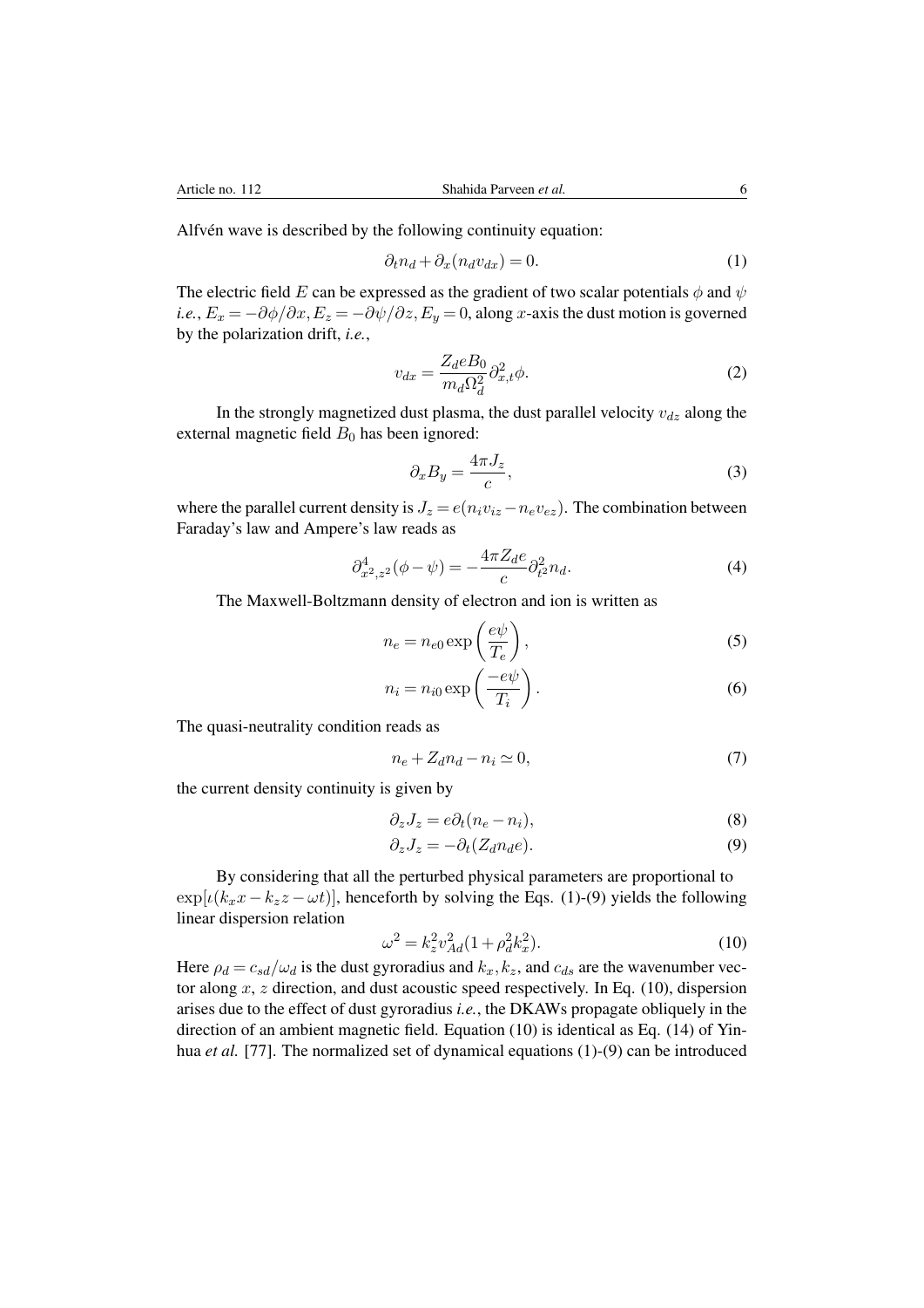Alfvén wave is described by the following continuity equation:

$$\partial_t n_d + \partial_x (n_d v_{dx}) = 0. \tag{1}$$

The electric field $E$ can be expressed as the gradient of two scalar potentials $\phi$ and $\psi$ *i.e.*, $E_x = -\partial\phi/\partial x, E_z = -\partial\psi/\partial z, E_y = 0$, along $x$-axis the dust motion is governed by the polarization drift, *i.e.*,

$$v_{dx} = \frac{Z_d e B_0}{m_d \Omega_d^2} \partial^2_{x,t} \phi. \tag{2}$$

In the strongly magnetized dust plasma, the dust parallel velocity $v_{dz}$ along the external magnetic field $B_0$ has been ignored:

$$\partial_x B_y = \frac{4\pi J_z}{c}, \tag{3}$$

where the parallel current density is $J_z = e(n_i v_{iz} - n_e v_{ez})$. The combination between Faraday's law and Ampere's law reads as

$$\partial^4_{x^2,z^2}(\phi - \psi) = -\frac{4\pi Z_d e}{c} \partial^2_{t^2} n_d. \tag{4}$$

The Maxwell-Boltzmann density of electron and ion is written as

$$n_e = n_{e0} \exp\left(\frac{e\psi}{T_e}\right), \tag{5}$$

$$n_i = n_{i0} \exp\left(\frac{-e\psi}{T_i}\right). \tag{6}$$

The quasi-neutrality condition reads as

$$n_e + Z_d n_d - n_i \simeq 0, \tag{7}$$

the current density continuity is given by

$$\partial_z J_z = e\partial_t (n_e - n_i), \tag{8}$$

$$\partial_z J_z = -\partial_t (Z_d n_d e). \tag{9}$$

By considering that all the perturbed physical parameters are proportional to $\exp[\iota(k_x x - k_z z - \omega t)]$, henceforth by solving the Eqs. (1)-(9) yields the following linear dispersion relation

$$\omega^2 = k_z^2 v_{Ad}^2 (1 + \rho_d^2 k_x^2). \tag{10}$$

Here $\rho_d = c_{sd}/\omega_d$ is the dust gyroradius and $k_x, k_z$, and $c_{ds}$ are the wavenumber vector along $x$, $z$ direction, and dust acoustic speed respectively. In Eq. (10), dispersion arises due to the effect of dust gyroradius *i.e.*, the DKAWs propagate obliquely in the direction of an ambient magnetic field. Equation (10) is identical as Eq. (14) of Yinhua *et al.* [77]. The normalized set of dynamical equations (1)-(9) can be introduced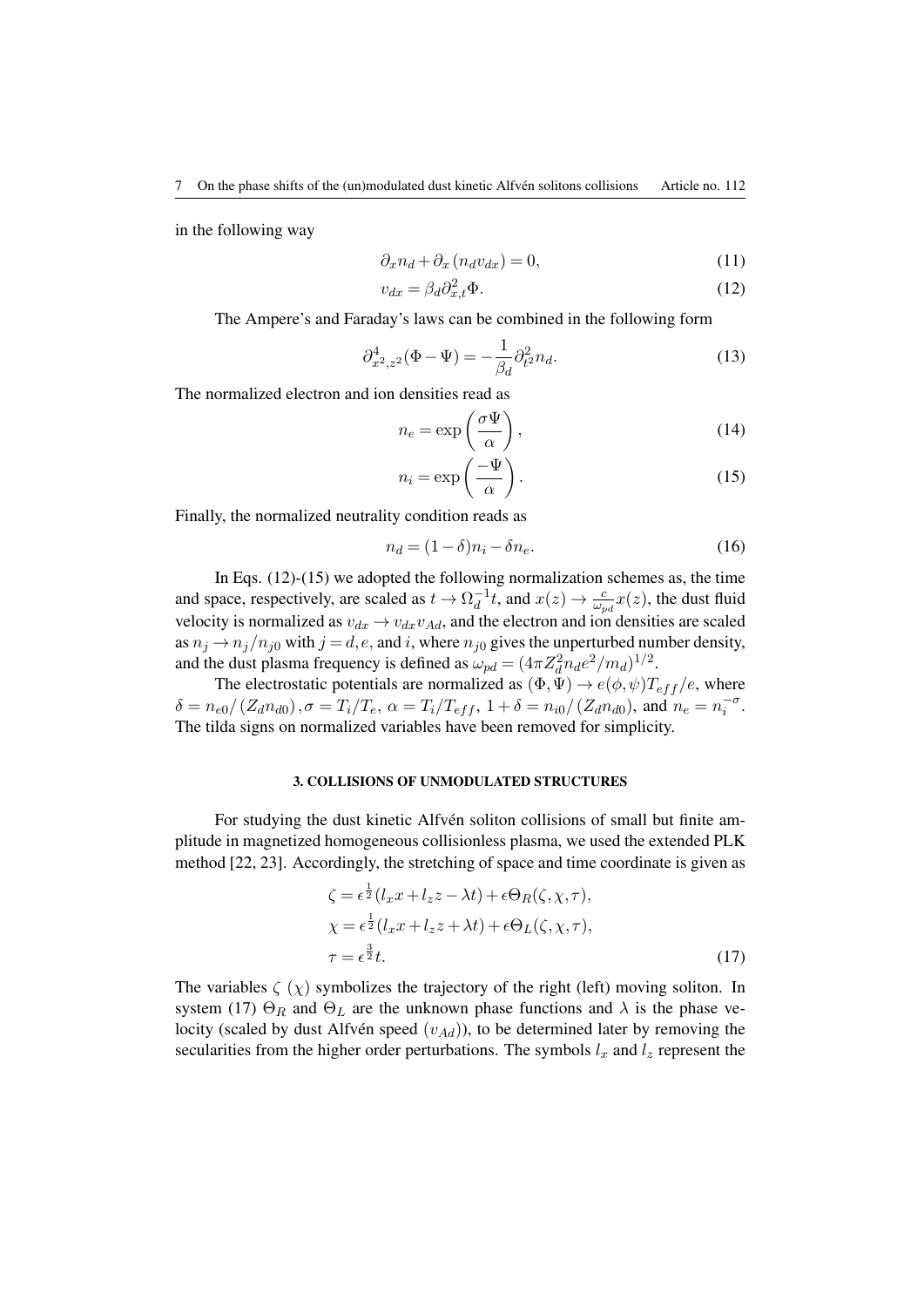in the following way

$$\partial_x n_d + \partial_x (n_d v_{dx}) = 0, \tag{11}$$

$$v_{dx} = \beta_d \partial^2_{x,t} \Phi. \tag{12}$$

The Ampere's and Faraday's laws can be combined in the following form

$$\partial^4_{x^2,z^2}(\Phi - \Psi) = -\frac{1}{\beta_d}\partial^2_{t^2} n_d. \tag{13}$$

The normalized electron and ion densities read as

$$n_e = \exp\left(\frac{\sigma\Psi}{\alpha}\right), \tag{14}$$

$$n_i = \exp\left(\frac{-\Psi}{\alpha}\right). \tag{15}$$

Finally, the normalized neutrality condition reads as

$$n_d = (1-\delta)n_i - \delta n_e. \tag{16}$$

In Eqs. (12)-(15) we adopted the following normalization schemes as, the time and space, respectively, are scaled as $t \to \Omega_d^{-1} t$, and $x(z) \to \frac{c}{\omega_{pd}} x(z)$, the dust fluid velocity is normalized as $v_{dx} \to v_{dx} v_{Ad}$, and the electron and ion densities are scaled as $n_j \to n_j/n_{j0}$ with $j = d, e$, and $i$, where $n_{j0}$ gives the unperturbed number density, and the dust plasma frequency is defined as $\omega_{pd} = (4\pi Z_d^2 n_d e^2/m_d)^{1/2}$.

The electrostatic potentials are normalized as $(\Phi, \Psi) \to e(\phi, \psi)T_{eff}/e$, where $\delta = n_{e0}/(Z_d n_{d0}), \sigma = T_i/T_e$, $\alpha = T_i/T_{eff}$, $1+\delta = n_{i0}/(Z_d n_{d0})$, and $n_e = n_i^{-\sigma}$. The tilda signs on normalized variables have been removed for simplicity.

### 3. COLLISIONS OF UNMODULATED STRUCTURES

For studying the dust kinetic Alfvén soliton collisions of small but finite amplitude in magnetized homogeneous collisionless plasma, we used the extended PLK method [22, 23]. Accordingly, the stretching of space and time coordinate is given as

$$\begin{aligned}
\zeta &= \epsilon^{\frac{1}{2}}(l_x x + l_z z - \lambda t) + \epsilon \Theta_R(\zeta, \chi, \tau), \\
\chi &= \epsilon^{\frac{1}{2}}(l_x x + l_z z + \lambda t) + \epsilon \Theta_L(\zeta, \chi, \tau), \\
\tau &= \epsilon^{\frac{3}{2}} t.
\end{aligned} \tag{17}$$

The variables $\zeta$ ($\chi$) symbolizes the trajectory of the right (left) moving soliton. In system (17) $\Theta_R$ and $\Theta_L$ are the unknown phase functions and $\lambda$ is the phase velocity (scaled by dust Alfvén speed ($v_{Ad}$)), to be determined later by removing the secularities from the higher order perturbations. The symbols $l_x$ and $l_z$ represent the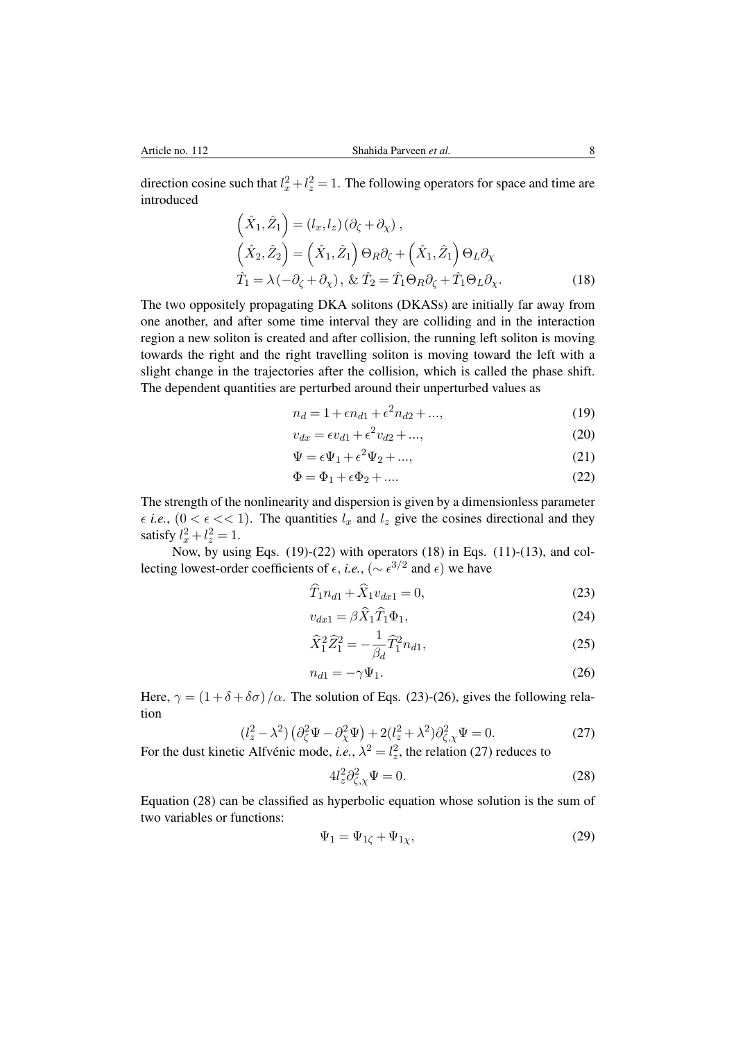direction cosine such that $l_x^2 + l_z^2 = 1$. The following operators for space and time are introduced

$$\left(\hat{X}_1, \hat{Z}_1\right) = (l_x, l_z)\left(\partial_\zeta + \partial_\chi\right),$$
$$\left(\hat{X}_2, \hat{Z}_2\right) = \left(\hat{X}_1, \hat{Z}_1\right)\Theta_R \partial_\zeta + \left(\hat{X}_1, \hat{Z}_1\right)\Theta_L \partial_\chi$$
$$\hat{T}_1 = \lambda\left(-\partial_\zeta + \partial_\chi\right), \; \& \; \hat{T}_2 = \hat{T}_1 \Theta_R \partial_\zeta + \hat{T}_1 \Theta_L \partial_\chi. \tag{18}$$

The two oppositely propagating DKA solitons (DKASs) are initially far away from one another, and after some time interval they are colliding and in the interaction region a new soliton is created and after collision, the running left soliton is moving towards the right and the right travelling soliton is moving toward the left with a slight change in the trajectories after the collision, which is called the phase shift. The dependent quantities are perturbed around their unperturbed values as

$$n_d = 1 + \epsilon n_{d1} + \epsilon^2 n_{d2} + ..., \tag{19}$$

$$v_{dx} = \epsilon v_{d1} + \epsilon^2 v_{d2} + ..., \tag{20}$$

$$\Psi = \epsilon \Psi_1 + \epsilon^2 \Psi_2 + ..., \tag{21}$$

$$\Phi = \Phi_1 + \epsilon \Phi_2 + .... \tag{22}$$

The strength of the nonlinearity and dispersion is given by a dimensionless parameter $\epsilon$ *i.e.*, $(0 < \epsilon << 1)$. The quantities $l_x$ and $l_z$ give the cosines directional and they satisfy $l_x^2 + l_z^2 = 1$.

Now, by using Eqs. (19)-(22) with operators (18) in Eqs. (11)-(13), and collecting lowest-order coefficients of $\epsilon$, *i.e.*, $(\sim \epsilon^{3/2}$ and $\epsilon)$ we have

$$\widehat{T}_1 n_{d1} + \widehat{X}_1 v_{dx1} = 0, \tag{23}$$

$$v_{dx1} = \beta \widehat{X}_1 \widehat{T}_1 \Phi_1, \tag{24}$$

$$\widehat{X}_1^2 \widehat{Z}_1^2 = -\frac{1}{\beta_d}\widehat{T}_1^2 n_{d1}, \tag{25}$$

$$n_{d1} = -\gamma \Psi_1. \tag{26}$$

Here, $\gamma = (1 + \delta + \delta\sigma)/\alpha$. The solution of Eqs. (23)-(26), gives the following relation

$$(l_z^2 - \lambda^2)\left(\partial_\zeta^2 \Psi - \partial_\chi^2 \Psi\right) + 2(l_z^2 + \lambda^2)\partial_{\zeta,\chi}^2 \Psi = 0. \tag{27}$$

For the dust kinetic Alfvénic mode, *i.e.*, $\lambda^2 = l_z^2$, the relation (27) reduces to

$$4 l_z^2 \partial_{\zeta,\chi}^2 \Psi = 0. \tag{28}$$

Equation (28) can be classified as hyperbolic equation whose solution is the sum of two variables or functions:

$$\Psi_1 = \Psi_{1\zeta} + \Psi_{1\chi}, \tag{29}$$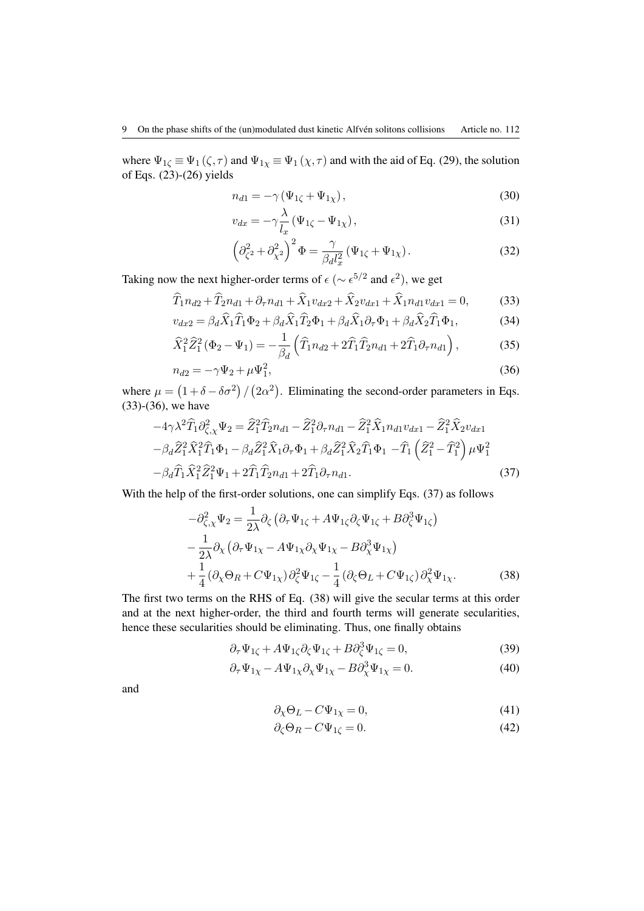where $\Psi_{1\zeta} \equiv \Psi_1(\zeta,\tau)$ and $\Psi_{1\chi} \equiv \Psi_1(\chi,\tau)$ and with the aid of Eq. (29), the solution of Eqs. (23)-(26) yields

$$n_{d1} = -\gamma\left(\Psi_{1\zeta} + \Psi_{1\chi}\right), \tag{30}$$

$$v_{dx} = -\gamma\frac{\lambda}{l_x}\left(\Psi_{1\zeta} - \Psi_{1\chi}\right), \tag{31}$$

$$\left(\partial^2_{\zeta^2} + \partial^2_{\chi^2}\right)^2 \Phi = \frac{\gamma}{\beta_d l_x^2}\left(\Psi_{1\zeta} + \Psi_{1\chi}\right). \tag{32}$$

Taking now the next higher-order terms of $\epsilon$ ($\sim \epsilon^{5/2}$ and $\epsilon^2$), we get

$$\widehat{T}_1 n_{d2} + \widehat{T}_2 n_{d1} + \partial_\tau n_{d1} + \widehat{X}_1 v_{dx2} + \widehat{X}_2 v_{dx1} + \widehat{X}_1 n_{d1} v_{dx1} = 0, \tag{33}$$

$$v_{dx2} = \beta_d \widehat{X}_1 \widehat{T}_1 \Phi_2 + \beta_d \widehat{X}_1 \widehat{T}_2 \Phi_1 + \beta_d \widehat{X}_1 \partial_\tau \Phi_1 + \beta_d \widehat{X}_2 \widehat{T}_1 \Phi_1, \tag{34}$$

$$\widehat{X}_1^2 \widehat{Z}_1^2 \left(\Phi_2 - \Psi_1\right) = -\frac{1}{\beta_d}\left(\widehat{T}_1 n_{d2} + 2\widehat{T}_1 \widehat{T}_2 n_{d1} + 2\widehat{T}_1 \partial_\tau n_{d1}\right), \tag{35}$$

$$n_{d2} = -\gamma \Psi_2 + \mu \Psi_1^2, \tag{36}$$

where $\mu = \left(1+\delta-\delta\sigma^2\right)/\left(2\alpha^2\right)$. Eliminating the second-order parameters in Eqs. (33)-(36), we have

$$\begin{aligned}
-4\gamma\lambda^2 \widehat{T}_1 \partial^2_{\zeta,\chi}\Psi_2 &= \widehat{Z}_1^2 \widehat{T}_2 n_{d1} - \widehat{Z}_1^2 \partial_\tau n_{d1} - \widehat{Z}_1^2 \widehat{X}_1 n_{d1} v_{dx1} - \widehat{Z}_1^2 \widehat{X}_2 v_{dx1} \\
&- \beta_d \widehat{Z}_1^2 \widehat{X}_1^2 \widehat{T}_1 \Phi_1 - \beta_d \widehat{Z}_1^2 \widehat{X}_1 \partial_\tau \Phi_1 + \beta_d \widehat{Z}_1^2 \widehat{X}_2 \widehat{T}_1 \Phi_1 - \widehat{T}_1\left(\widehat{Z}_1^2 - \widehat{T}_1^2\right)\mu \Psi_1^2 \\
&- \beta_d \widehat{T}_1 \widehat{X}_1^2 \widehat{Z}_1^2 \Psi_1 + 2\widehat{T}_1 \widehat{T}_2 n_{d1} + 2\widehat{T}_1 \partial_\tau n_{d1}.
\end{aligned} \tag{37}$$

With the help of the first-order solutions, one can simplify Eqs. (37) as follows

$$\begin{aligned}
-\partial^2_{\zeta,\chi}\Psi_2 &= \frac{1}{2\lambda}\partial_\zeta\left(\partial_\tau \Psi_{1\zeta} + A\Psi_{1\zeta}\partial_\zeta \Psi_{1\zeta} + B\partial^3_\zeta \Psi_{1\zeta}\right) \\
&- \frac{1}{2\lambda}\partial_\chi\left(\partial_\tau \Psi_{1\chi} - A\Psi_{1\chi}\partial_\chi \Psi_{1\chi} - B\partial^3_\chi \Psi_{1\chi}\right) \\
&+ \frac{1}{4}\left(\partial_\chi \Theta_R + C\Psi_{1\chi}\right)\partial^2_\zeta \Psi_{1\zeta} - \frac{1}{4}\left(\partial_\zeta \Theta_L + C\Psi_{1\zeta}\right)\partial^2_\chi \Psi_{1\chi}.
\end{aligned} \tag{38}$$

The first two terms on the RHS of Eq. (38) will give the secular terms at this order and at the next higher-order, the third and fourth terms will generate secularities, hence these secularities should be eliminating. Thus, one finally obtains

$$\partial_\tau \Psi_{1\zeta} + A\Psi_{1\zeta}\partial_\zeta \Psi_{1\zeta} + B\partial^3_\zeta \Psi_{1\zeta} = 0, \tag{39}$$

$$\partial_\tau \Psi_{1\chi} - A\Psi_{1\chi}\partial_\chi \Psi_{1\chi} - B\partial^3_\chi \Psi_{1\chi} = 0. \tag{40}$$

and

$$\partial_\chi \Theta_L - C\Psi_{1\chi} = 0, \tag{41}$$

$$\partial_\zeta \Theta_R - C\Psi_{1\zeta} = 0. \tag{42}$$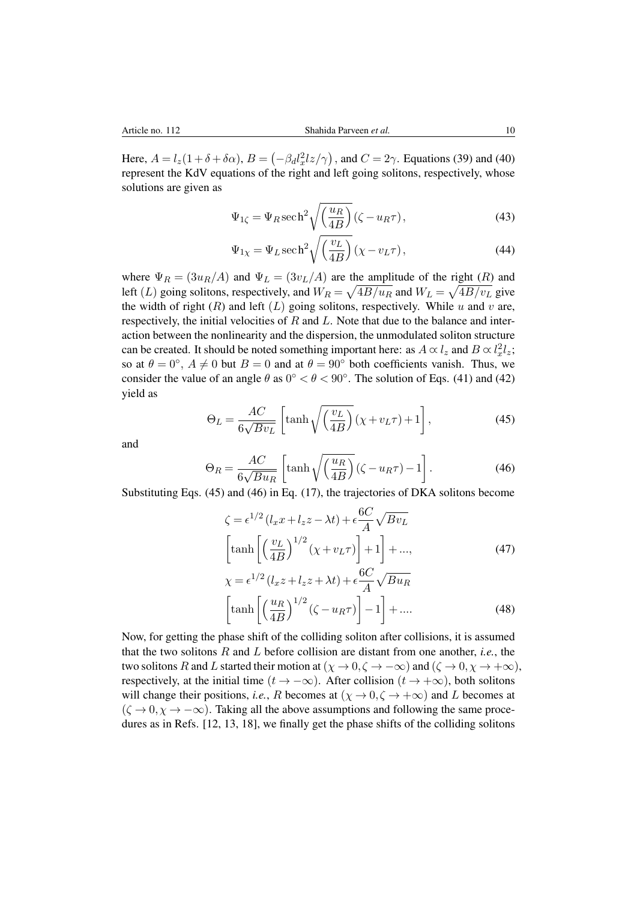Here, $A = l_z(1+\delta+\delta\alpha)$, $B = \left(-\beta_d l_x^2 lz/\gamma\right)$, and $C = 2\gamma$. Equations (39) and (40) represent the KdV equations of the right and left going solitons, respectively, whose solutions are given as

$$\Psi_{1\zeta} = \Psi_R \mathrm{sech}^2 \sqrt{\left(\frac{u_R}{4B}\right)} (\zeta - u_R\tau), \tag{43}$$

$$\Psi_{1\chi} = \Psi_L \mathrm{sech}^2 \sqrt{\left(\frac{v_L}{4B}\right)} (\chi - v_L\tau), \tag{44}$$

where $\Psi_R = (3u_R/A)$ and $\Psi_L = (3v_L/A)$ are the amplitude of the right ($R$) and left ($L$) going solitons, respectively, and $W_R = \sqrt{4B/u_R}$ and $W_L = \sqrt{4B/v_L}$ give the width of right ($R$) and left ($L$) going solitons, respectively. While $u$ and $v$ are, respectively, the initial velocities of $R$ and $L$. Note that due to the balance and interaction between the nonlinearity and the dispersion, the unmodulated soliton structure can be created. It should be noted something important here: as $A \propto l_z$ and $B \propto l_x^2 l_z$; so at $\theta = 0^\circ$, $A \neq 0$ but $B = 0$ and at $\theta = 90^\circ$ both coefficients vanish. Thus, we consider the value of an angle $\theta$ as $0^\circ < \theta < 90^\circ$. The solution of Eqs. (41) and (42) yield as

$$\Theta_L = \frac{AC}{6\sqrt{Bv_L}} \left[\tanh \sqrt{\left(\frac{v_L}{4B}\right)} (\chi + v_L\tau) + 1\right], \tag{45}$$

and

$$\Theta_R = \frac{AC}{6\sqrt{Bu_R}} \left[\tanh \sqrt{\left(\frac{u_R}{4B}\right)} (\zeta - u_R\tau) - 1\right]. \tag{46}$$

Substituting Eqs. (45) and (46) in Eq. (17), the trajectories of DKA solitons become

$$\zeta = \epsilon^{1/2}(l_x x + l_z z - \lambda t) + \epsilon \frac{6C}{A}\sqrt{Bv_L} \left[\tanh\left[\left(\frac{v_L}{4B}\right)^{1/2} (\chi + v_L\tau)\right] + 1\right] + ..., \tag{47}$$

$$\chi = \epsilon^{1/2}(l_x z + l_z z + \lambda t) + \epsilon \frac{6C}{A}\sqrt{Bu_R} \left[\tanh\left[\left(\frac{u_R}{4B}\right)^{1/2} (\zeta - u_R\tau)\right] - 1\right] + .... \tag{48}$$

Now, for getting the phase shift of the colliding soliton after collisions, it is assumed that the two solitons $R$ and $L$ before collision are distant from one another, *i.e.*, the two solitons $R$ and $L$ started their motion at $(\chi \to 0, \zeta \to -\infty)$ and $(\zeta \to 0, \chi \to +\infty)$, respectively, at the initial time $(t \to -\infty)$. After collision $(t \to +\infty)$, both solitons will change their positions, *i.e.*, $R$ becomes at $(\chi \to 0, \zeta \to +\infty)$ and $L$ becomes at $(\zeta \to 0, \chi \to -\infty)$. Taking all the above assumptions and following the same procedures as in Refs. [12, 13, 18], we finally get the phase shifts of the colliding solitons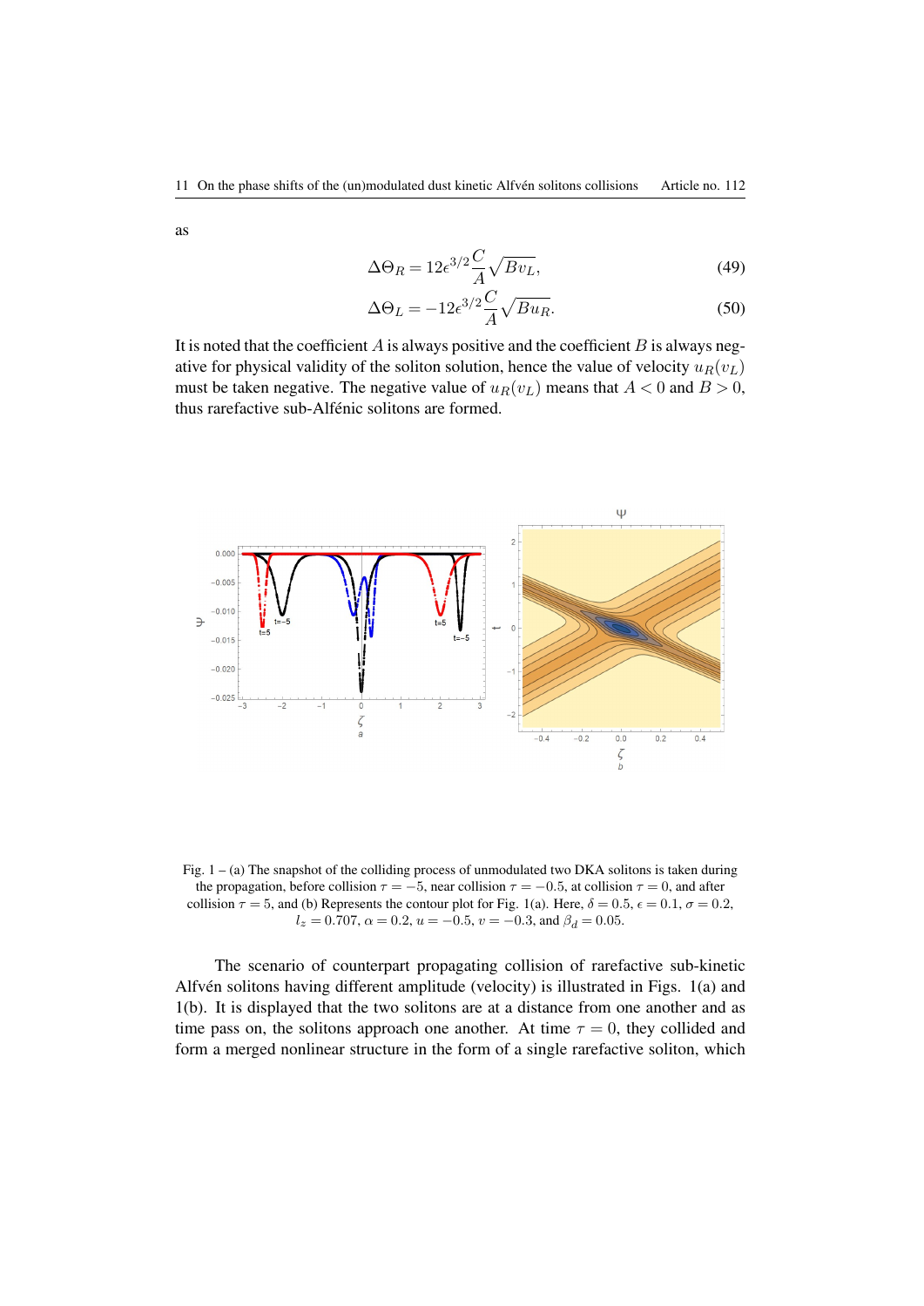as

$$\Delta\Theta_R = 12\epsilon^{3/2}\frac{C}{A}\sqrt{Bv_L}, \tag{49}$$

$$\Delta\Theta_L = -12\epsilon^{3/2}\frac{C}{A}\sqrt{Bu_R}. \tag{50}$$

It is noted that the coefficient $A$ is always positive and the coefficient $B$ is always negative for physical validity of the soliton solution, hence the value of velocity $u_R(v_L)$ must be taken negative. The negative value of $u_R(v_L)$ means that $A < 0$ and $B > 0$, thus rarefactive sub-Alfénic solitons are formed.

Fig. 1 – (a) The snapshot of the colliding process of unmodulated two DKA solitons is taken during the propagation, before collision $\tau = -5$, near collision $\tau = -0.5$, at collision $\tau = 0$, and after collision $\tau = 5$, and (b) Represents the contour plot for Fig. 1(a). Here, $\delta = 0.5$, $\epsilon = 0.1$, $\sigma = 0.2$, $l_z = 0.707$, $\alpha = 0.2$, $u = -0.5$, $v = -0.3$, and $\beta_d = 0.05$.

The scenario of counterpart propagating collision of rarefactive sub-kinetic Alfvén solitons having different amplitude (velocity) is illustrated in Figs. 1(a) and 1(b). It is displayed that the two solitons are at a distance from one another and as time pass on, the solitons approach one another. At time $\tau = 0$, they collided and form a merged nonlinear structure in the form of a single rarefactive soliton, which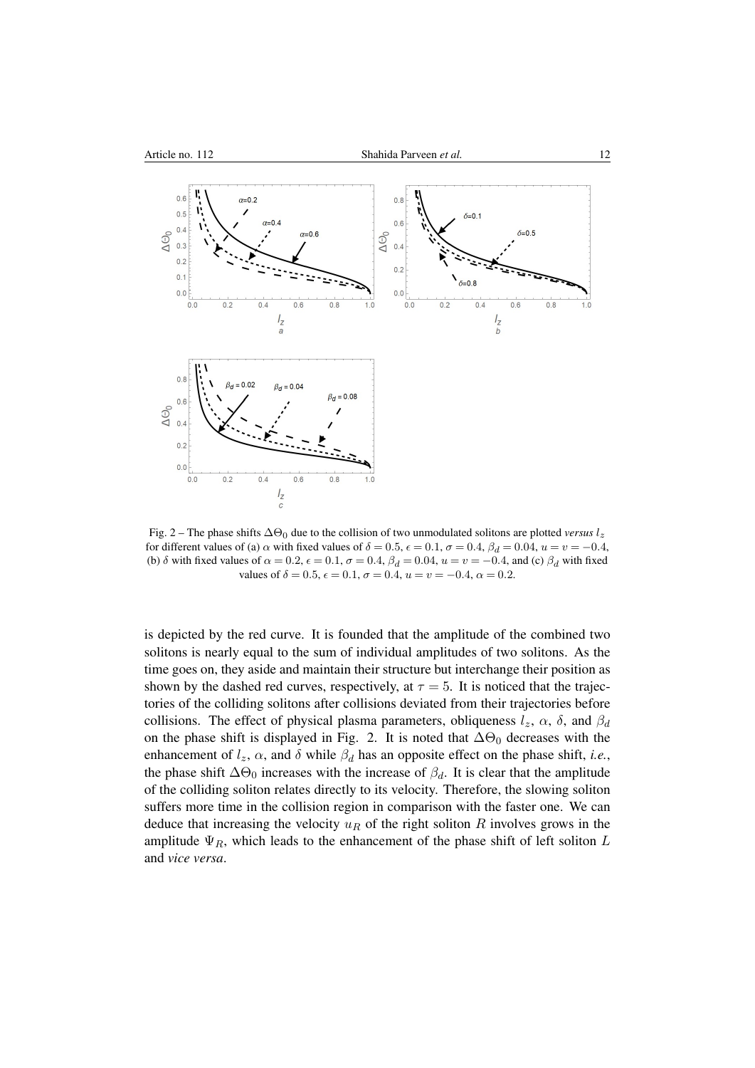Fig. 2 – The phase shifts $\Delta\Theta_0$ due to the collision of two unmodulated solitons are plotted *versus* $l_z$ for different values of (a) $\alpha$ with fixed values of $\delta = 0.5$, $\epsilon = 0.1$, $\sigma = 0.4$, $\beta_d = 0.04$, $u = v = -0.4$, (b) $\delta$ with fixed values of $\alpha = 0.2$, $\epsilon = 0.1$, $\sigma = 0.4$, $\beta_d = 0.04$, $u = v = -0.4$, and (c) $\beta_d$ with fixed values of $\delta = 0.5$, $\epsilon = 0.1$, $\sigma = 0.4$, $u = v = -0.4$, $\alpha = 0.2$.

is depicted by the red curve. It is founded that the amplitude of the combined two solitons is nearly equal to the sum of individual amplitudes of two solitons. As the time goes on, they aside and maintain their structure but interchange their position as shown by the dashed red curves, respectively, at $\tau = 5$. It is noticed that the trajectories of the colliding solitons after collisions deviated from their trajectories before collisions. The effect of physical plasma parameters, obliqueness $l_z$, $\alpha$, $\delta$, and $\beta_d$ on the phase shift is displayed in Fig. 2. It is noted that $\Delta\Theta_0$ decreases with the enhancement of $l_z$, $\alpha$, and $\delta$ while $\beta_d$ has an opposite effect on the phase shift, *i.e.*, the phase shift $\Delta\Theta_0$ increases with the increase of $\beta_d$. It is clear that the amplitude of the colliding soliton relates directly to its velocity. Therefore, the slowing soliton suffers more time in the collision region in comparison with the faster one. We can deduce that increasing the velocity $u_R$ of the right soliton $R$ involves grows in the amplitude $\Psi_R$, which leads to the enhancement of the phase shift of left soliton $L$ and *vice versa*.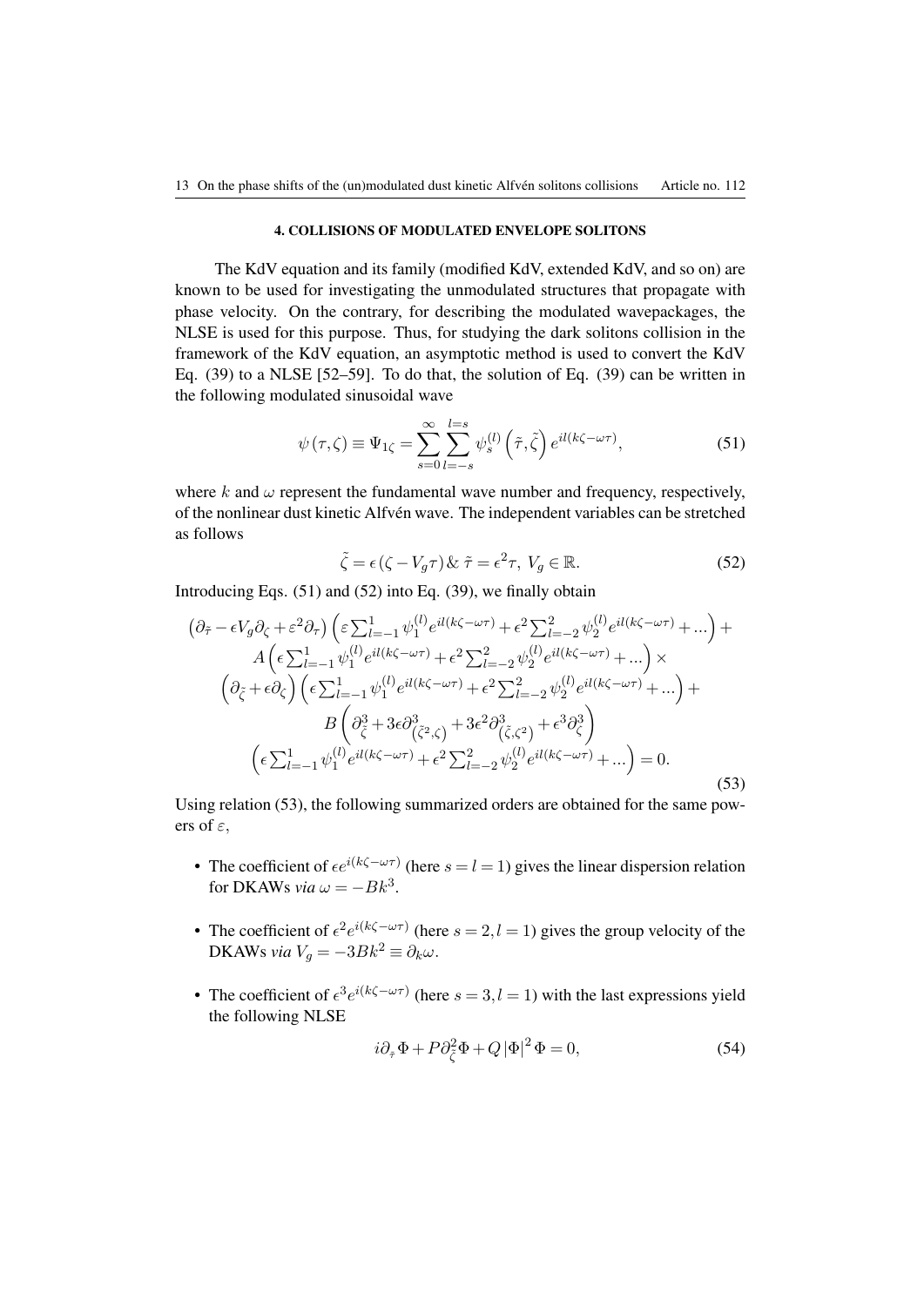### 4. COLLISIONS OF MODULATED ENVELOPE SOLITONS

The KdV equation and its family (modified KdV, extended KdV, and so on) are known to be used for investigating the unmodulated structures that propagate with phase velocity. On the contrary, for describing the modulated wavepackages, the NLSE is used for this purpose. Thus, for studying the dark solitons collision in the framework of the KdV equation, an asymptotic method is used to convert the KdV Eq. (39) to a NLSE [52–59]. To do that, the solution of Eq. (39) can be written in the following modulated sinusoidal wave

$$\psi(\tau,\zeta) \equiv \Psi_{1\zeta} = \sum_{s=0}^{\infty}\sum_{l=-s}^{l=s} \psi_s^{(l)}\left(\tilde{\tau},\tilde{\zeta}\right) e^{il(k\zeta-\omega\tau)}, \tag{51}$$

where $k$ and $\omega$ represent the fundamental wave number and frequency, respectively, of the nonlinear dust kinetic Alfvén wave. The independent variables can be stretched as follows

$$\tilde{\zeta} = \epsilon(\zeta - V_g \tau)\,\&\, \tilde{\tau} = \epsilon^2\tau,\ V_g \in \mathbb{R}. \tag{52}$$

Introducing Eqs. (51) and (52) into Eq. (39), we finally obtain

$$\begin{gathered}
\left(\partial_{\tilde{\tau}} - \epsilon V_g \partial_{\zeta} + \varepsilon^2 \partial_{\tau}\right)\left(\varepsilon \sum_{l=-1}^{1} \psi_1^{(l)} e^{il(k\zeta-\omega\tau)} + \epsilon^2 \sum_{l=-2}^{2} \psi_2^{(l)} e^{il(k\zeta-\omega\tau)} + ...\right) + \\
A\left(\epsilon \sum_{l=-1}^{1} \psi_1^{(l)} e^{il(k\zeta-\omega\tau)} + \epsilon^2 \sum_{l=-2}^{2} \psi_2^{(l)} e^{il(k\zeta-\omega\tau)} + ...\right) \times \\
\left(\partial_{\tilde{\zeta}} + \epsilon \partial_{\zeta}\right)\left(\epsilon \sum_{l=-1}^{1} \psi_1^{(l)} e^{il(k\zeta-\omega\tau)} + \epsilon^2 \sum_{l=-2}^{2} \psi_2^{(l)} e^{il(k\zeta-\omega\tau)} + ...\right) + \\
B\left(\partial_{\tilde{\zeta}}^3 + 3\epsilon \partial^3_{\left(\tilde{\zeta}^2,\zeta\right)} + 3\epsilon^2 \partial^3_{\left(\tilde{\zeta},\zeta^2\right)} + \epsilon^3 \partial_{\zeta}^3\right) \\
\left(\epsilon \sum_{l=-1}^{1} \psi_1^{(l)} e^{il(k\zeta-\omega\tau)} + \epsilon^2 \sum_{l=-2}^{2} \psi_2^{(l)} e^{il(k\zeta-\omega\tau)} + ...\right) = 0.
\end{gathered} \tag{53}$$

Using relation (53), the following summarized orders are obtained for the same powers of $\varepsilon$,

- The coefficient of $\epsilon e^{i(k\zeta-\omega\tau)}$ (here $s = l = 1$) gives the linear dispersion relation for DKAWs *via* $\omega = -Bk^3$.

- The coefficient of $\epsilon^2 e^{i(k\zeta-\omega\tau)}$ (here $s = 2, l = 1$) gives the group velocity of the DKAWs *via* $V_g = -3Bk^2 \equiv \partial_k \omega$.

- The coefficient of $\epsilon^3 e^{i(k\zeta-\omega\tau)}$ (here $s = 3, l = 1$) with the last expressions yield the following NLSE

$$i\partial_{\tilde{\tau}}\Phi + P\partial_{\tilde{\zeta}}^2\Phi + Q\left|\Phi\right|^2\Phi = 0, \tag{54}$$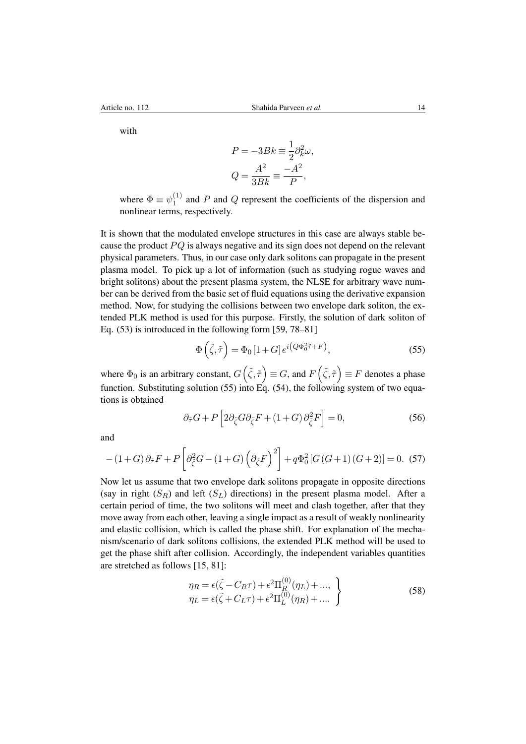with

$$P = -3Bk \equiv \frac{1}{2}\partial_k^2 \omega,$$

$$Q = \frac{A^2}{3Bk} \equiv \frac{-A^2}{P},$$

where $\Phi \equiv \psi_1^{(1)}$ and $P$ and $Q$ represent the coefficients of the dispersion and nonlinear terms, respectively.

It is shown that the modulated envelope structures in this case are always stable because the product $PQ$ is always negative and its sign does not depend on the relevant physical parameters. Thus, in our case only dark solitons can propagate in the present plasma model. To pick up a lot of information (such as studying rogue waves and bright solitons) about the present plasma system, the NLSE for arbitrary wave number can be derived from the basic set of fluid equations using the derivative expansion method. Now, for studying the collisions between two envelope dark soliton, the extended PLK method is used for this purpose. Firstly, the solution of dark soliton of Eq. (53) is introduced in the following form [59, 78–81]

$$\Phi\left(\tilde{\zeta}, \tilde{\tau}\right) = \Phi_0 \left[1 + G\right] e^{i\left(Q\Phi_0^2 \tilde{\tau} + F\right)}, \tag{55}$$

where $\Phi_0$ is an arbitrary constant, $G\left(\tilde{\zeta}, \tilde{\tau}\right) \equiv G$, and $F\left(\tilde{\zeta}, \tilde{\tau}\right) \equiv F$ denotes a phase function. Substituting solution (55) into Eq. (54), the following system of two equations is obtained

$$\partial_{\tilde{\tau}} G + P\left[2\partial_{\tilde{\zeta}} G \partial_{\tilde{\zeta}} F + (1+G)\,\partial_{\tilde{\zeta}}^2 F\right] = 0, \tag{56}$$

and

$$-(1+G)\,\partial_{\tilde{\tau}} F + P\left[\partial_{\tilde{\zeta}}^2 G - (1+G)\left(\partial_{\tilde{\zeta}} F\right)^2\right] + q\Phi_0^2\left[G\,(G+1)\,(G+2)\right] = 0. \tag{57}$$

Now let us assume that two envelope dark solitons propagate in opposite directions (say in right ($S_R$) and left ($S_L$) directions) in the present plasma model. After a certain period of time, the two solitons will meet and clash together, after that they move away from each other, leaving a single impact as a result of weakly nonlinearity and elastic collision, which is called the phase shift. For explanation of the mechanism/scenario of dark solitons collisions, the extended PLK method will be used to get the phase shift after collision. Accordingly, the independent variables quantities are stretched as follows [15, 81]:

$$\left.\begin{aligned} \eta_R &= \epsilon(\tilde{\zeta} - C_R\tau) + \epsilon^2 \Pi_R^{(0)}(\eta_L) + ..., \\ \eta_L &= \epsilon(\tilde{\zeta} + C_L\tau) + \epsilon^2 \Pi_L^{(0)}(\eta_R) + .... \end{aligned}\right\} \tag{58}$$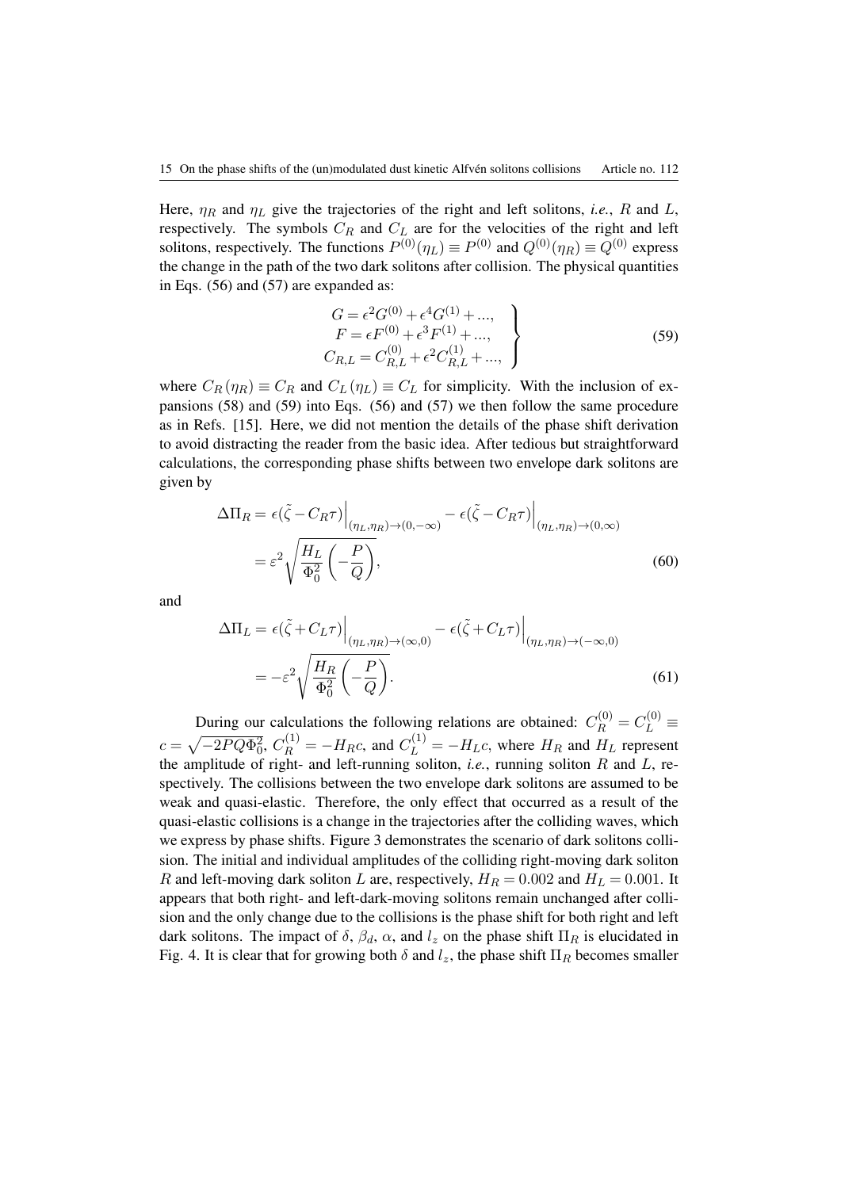Here, $\eta_R$ and $\eta_L$ give the trajectories of the right and left solitons, *i.e.*, $R$ and $L$, respectively. The symbols $C_R$ and $C_L$ are for the velocities of the right and left solitons, respectively. The functions $P^{(0)}(\eta_L) \equiv P^{(0)}$ and $Q^{(0)}(\eta_R) \equiv Q^{(0)}$ express the change in the path of the two dark solitons after collision. The physical quantities in Eqs. (56) and (57) are expanded as:

$$
\left.
\begin{aligned}
G &= \epsilon^2 G^{(0)} + \epsilon^4 G^{(1)} + ..., \\
F &= \epsilon F^{(0)} + \epsilon^3 F^{(1)} + ..., \\
C_{R,L} &= C_{R,L}^{(0)} + \epsilon^2 C_{R,L}^{(1)} + ...,
\end{aligned}
\right\} \tag{59}
$$

where $C_R(\eta_R) \equiv C_R$ and $C_L(\eta_L) \equiv C_L$ for simplicity. With the inclusion of expansions (58) and (59) into Eqs. (56) and (57) we then follow the same procedure as in Refs. [15]. Here, we did not mention the details of the phase shift derivation to avoid distracting the reader from the basic idea. After tedious but straightforward calculations, the corresponding phase shifts between two envelope dark solitons are given by

$$
\begin{aligned}
\Delta\Pi_R &= \epsilon(\tilde{\zeta} - C_R\tau)\Big|_{(\eta_L,\eta_R)\to(0,-\infty)} - \epsilon(\tilde{\zeta} - C_R\tau)\Big|_{(\eta_L,\eta_R)\to(0,\infty)} \\
&= \varepsilon^2 \sqrt{\frac{H_L}{\Phi_0^2}\left(-\frac{P}{Q}\right)},
\end{aligned} \tag{60}
$$

and

$$
\begin{aligned}
\Delta\Pi_L &= \epsilon(\tilde{\zeta} + C_L\tau)\Big|_{(\eta_L,\eta_R)\to(\infty,0)} - \epsilon(\tilde{\zeta} + C_L\tau)\Big|_{(\eta_L,\eta_R)\to(-\infty,0)} \\
&= -\varepsilon^2 \sqrt{\frac{H_R}{\Phi_0^2}\left(-\frac{P}{Q}\right)}.
\end{aligned} \tag{61}
$$

During our calculations the following relations are obtained: $C_R^{(0)} = C_L^{(0)} \equiv c = \sqrt{-2PQ\Phi_0^2}$, $C_R^{(1)} = -H_R c$, and $C_L^{(1)} = -H_L c$, where $H_R$ and $H_L$ represent the amplitude of right- and left-running soliton, *i.e.*, running soliton $R$ and $L$, respectively. The collisions between the two envelope dark solitons are assumed to be weak and quasi-elastic. Therefore, the only effect that occurred as a result of the quasi-elastic collisions is a change in the trajectories after the colliding waves, which we express by phase shifts. Figure 3 demonstrates the scenario of dark solitons collision. The initial and individual amplitudes of the colliding right-moving dark soliton $R$ and left-moving dark soliton $L$ are, respectively, $H_R = 0.002$ and $H_L = 0.001$. It appears that both right- and left-dark-moving solitons remain unchanged after collision and the only change due to the collisions is the phase shift for both right and left dark solitons. The impact of $\delta$, $\beta_d$, $\alpha$, and $l_z$ on the phase shift $\Pi_R$ is elucidated in Fig. 4. It is clear that for growing both $\delta$ and $l_z$, the phase shift $\Pi_R$ becomes smaller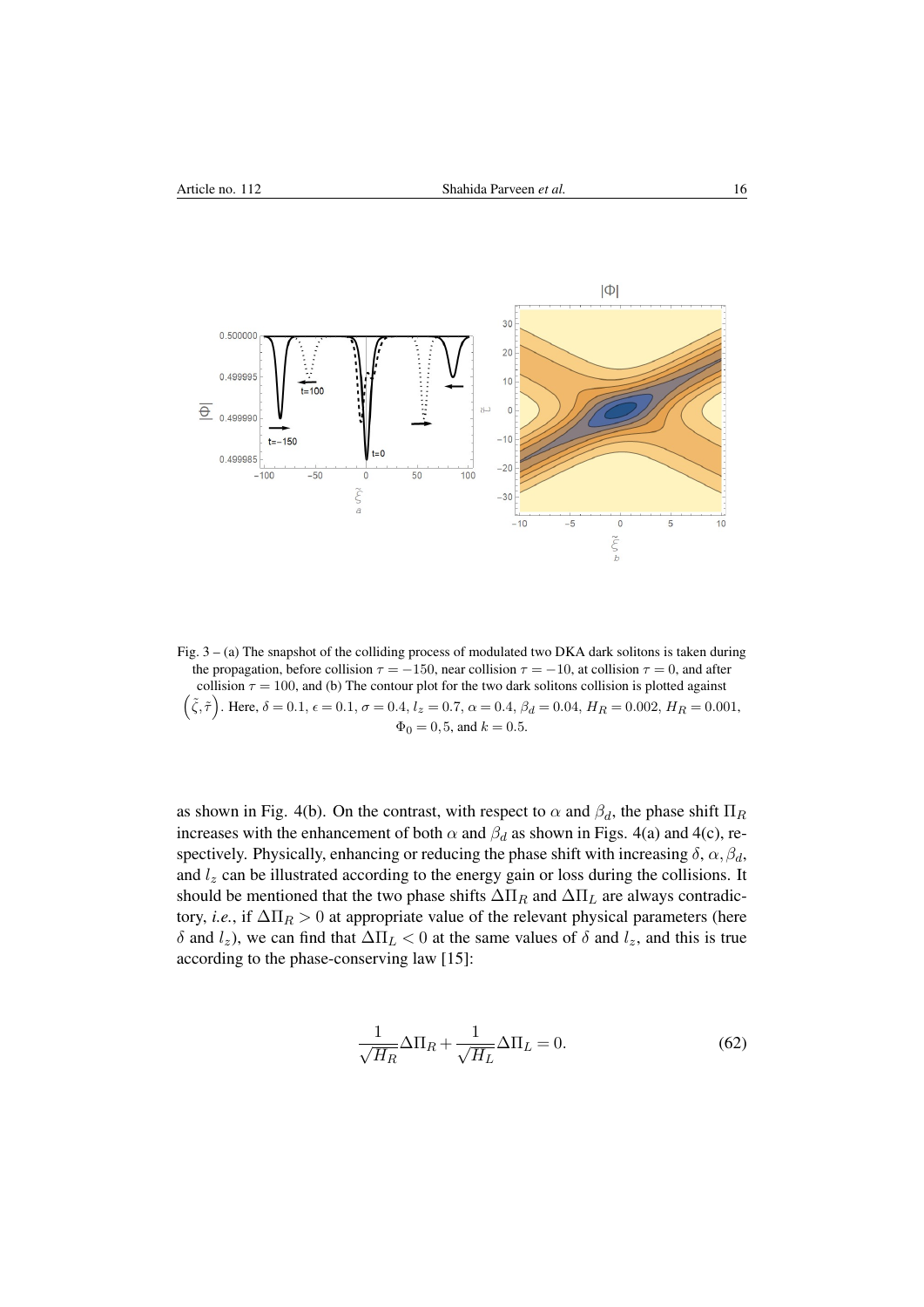Fig. 3 – (a) The snapshot of the colliding process of modulated two DKA dark solitons is taken during the propagation, before collision $\tau = -150$, near collision $\tau = -10$, at collision $\tau = 0$, and after collision $\tau = 100$, and (b) The contour plot for the two dark solitons collision is plotted against $\left(\tilde{\zeta}, \tilde{\tau}\right)$. Here, $\delta = 0.1$, $\epsilon = 0.1$, $\sigma = 0.4$, $l_z = 0.7$, $\alpha = 0.4$, $\beta_d = 0.04$, $H_R = 0.002$, $H_R = 0.001$, $\Phi_0 = 0,5$, and $k = 0.5$.

as shown in Fig. 4(b). On the contrast, with respect to $\alpha$ and $\beta_d$, the phase shift $\Pi_R$ increases with the enhancement of both $\alpha$ and $\beta_d$ as shown in Figs. 4(a) and 4(c), respectively. Physically, enhancing or reducing the phase shift with increasing $\delta, \alpha, \beta_d$, and $l_z$ can be illustrated according to the energy gain or loss during the collisions. It should be mentioned that the two phase shifts $\Delta\Pi_R$ and $\Delta\Pi_L$ are always contradictory, *i.e.*, if $\Delta\Pi_R > 0$ at appropriate value of the relevant physical parameters (here $\delta$ and $l_z$), we can find that $\Delta\Pi_L < 0$ at the same values of $\delta$ and $l_z$, and this is true according to the phase-conserving law [15]:

$$\frac{1}{\sqrt{H_R}}\Delta\Pi_R + \frac{1}{\sqrt{H_L}}\Delta\Pi_L = 0. \tag{62}$$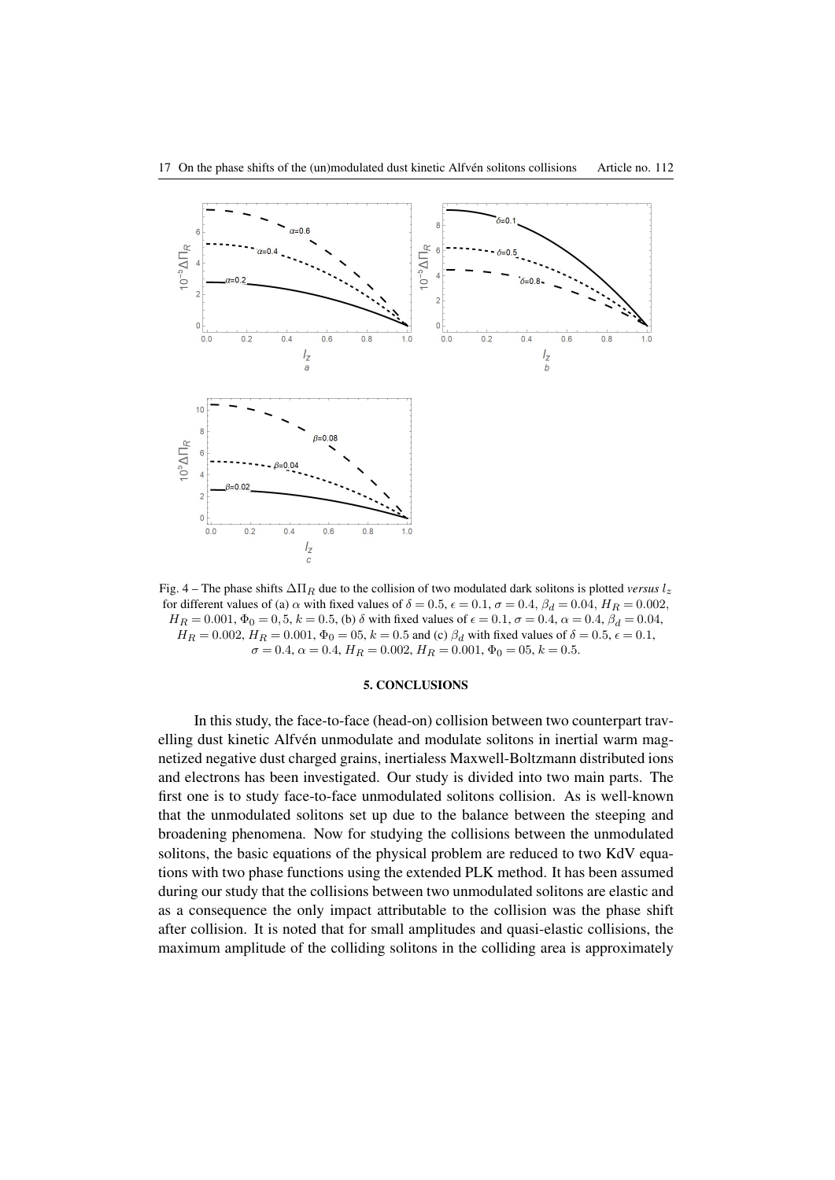Fig. 4 – The phase shifts $\Delta\Pi_R$ due to the collision of two modulated dark solitons is plotted *versus* $l_z$ for different values of (a) $\alpha$ with fixed values of $\delta = 0.5$, $\epsilon = 0.1$, $\sigma = 0.4$, $\beta_d = 0.04$, $H_R = 0.002$, $H_R = 0.001$, $\Phi_0 = 0, 5$, $k = 0.5$, (b) $\delta$ with fixed values of $\epsilon = 0.1$, $\sigma = 0.4$, $\alpha = 0.4$, $\beta_d = 0.04$, $H_R = 0.002$, $H_R = 0.001$, $\Phi_0 = 05$, $k = 0.5$ and (c) $\beta_d$ with fixed values of $\delta = 0.5$, $\epsilon = 0.1$, $\sigma = 0.4$, $\alpha = 0.4$, $H_R = 0.002$, $H_R = 0.001$, $\Phi_0 = 05$, $k = 0.5$.

## 5. CONCLUSIONS

In this study, the face-to-face (head-on) collision between two counterpart travelling dust kinetic Alfvén unmodulate and modulate solitons in inertial warm magnetized negative dust charged grains, inertialess Maxwell-Boltzmann distributed ions and electrons has been investigated. Our study is divided into two main parts. The first one is to study face-to-face unmodulated solitons collision. As is well-known that the unmodulated solitons set up due to the balance between the steeping and broadening phenomena. Now for studying the collisions between the unmodulated solitons, the basic equations of the physical problem are reduced to two KdV equations with two phase functions using the extended PLK method. It has been assumed during our study that the collisions between two unmodulated solitons are elastic and as a consequence the only impact attributable to the collision was the phase shift after collision. It is noted that for small amplitudes and quasi-elastic collisions, the maximum amplitude of the colliding solitons in the colliding area is approximately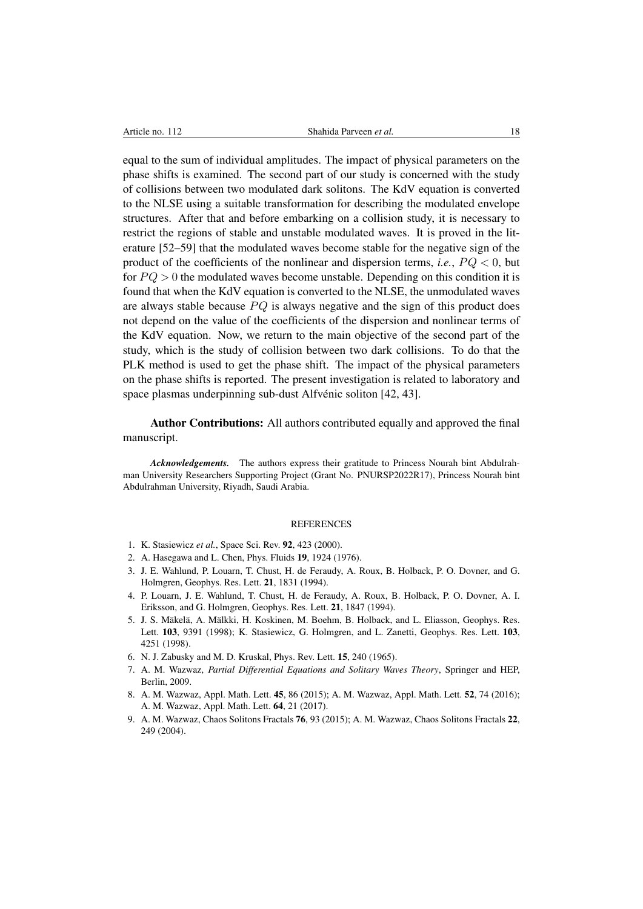equal to the sum of individual amplitudes. The impact of physical parameters on the phase shifts is examined. The second part of our study is concerned with the study of collisions between two modulated dark solitons. The KdV equation is converted to the NLSE using a suitable transformation for describing the modulated envelope structures. After that and before embarking on a collision study, it is necessary to restrict the regions of stable and unstable modulated waves. It is proved in the literature [52–59] that the modulated waves become stable for the negative sign of the product of the coefficients of the nonlinear and dispersion terms, *i.e.*, $PQ < 0$, but for $PQ > 0$ the modulated waves become unstable. Depending on this condition it is found that when the KdV equation is converted to the NLSE, the unmodulated waves are always stable because $PQ$ is always negative and the sign of this product does not depend on the value of the coefficients of the dispersion and nonlinear terms of the KdV equation. Now, we return to the main objective of the second part of the study, which is the study of collision between two dark collisions. To do that the PLK method is used to get the phase shift. The impact of the physical parameters on the phase shifts is reported. The present investigation is related to laboratory and space plasmas underpinning sub-dust Alfvénic soliton [42, 43].

**Author Contributions:** All authors contributed equally and approved the final manuscript.

***Acknowledgements.*** The authors express their gratitude to Princess Nourah bint Abdulrahman University Researchers Supporting Project (Grant No. PNURSP2022R17), Princess Nourah bint Abdulrahman University, Riyadh, Saudi Arabia.

## REFERENCES

1. K. Stasiewicz *et al.*, Space Sci. Rev. **92**, 423 (2000).
2. A. Hasegawa and L. Chen, Phys. Fluids **19**, 1924 (1976).
3. J. E. Wahlund, P. Louarn, T. Chust, H. de Feraudy, A. Roux, B. Holback, P. O. Dovner, and G. Holmgren, Geophys. Res. Lett. **21**, 1831 (1994).
4. P. Louarn, J. E. Wahlund, T. Chust, H. de Feraudy, A. Roux, B. Holback, P. O. Dovner, A. I. Eriksson, and G. Holmgren, Geophys. Res. Lett. **21**, 1847 (1994).
5. J. S. Mäkelä, A. Mälkki, H. Koskinen, M. Boehm, B. Holback, and L. Eliasson, Geophys. Res. Lett. **103**, 9391 (1998); K. Stasiewicz, G. Holmgren, and L. Zanetti, Geophys. Res. Lett. **103**, 4251 (1998).
6. N. J. Zabusky and M. D. Kruskal, Phys. Rev. Lett. **15**, 240 (1965).
7. A. M. Wazwaz, *Partial Differential Equations and Solitary Waves Theory*, Springer and HEP, Berlin, 2009.
8. A. M. Wazwaz, Appl. Math. Lett. **45**, 86 (2015); A. M. Wazwaz, Appl. Math. Lett. **52**, 74 (2016); A. M. Wazwaz, Appl. Math. Lett. **64**, 21 (2017).
9. A. M. Wazwaz, Chaos Solitons Fractals **76**, 93 (2015); A. M. Wazwaz, Chaos Solitons Fractals **22**, 249 (2004).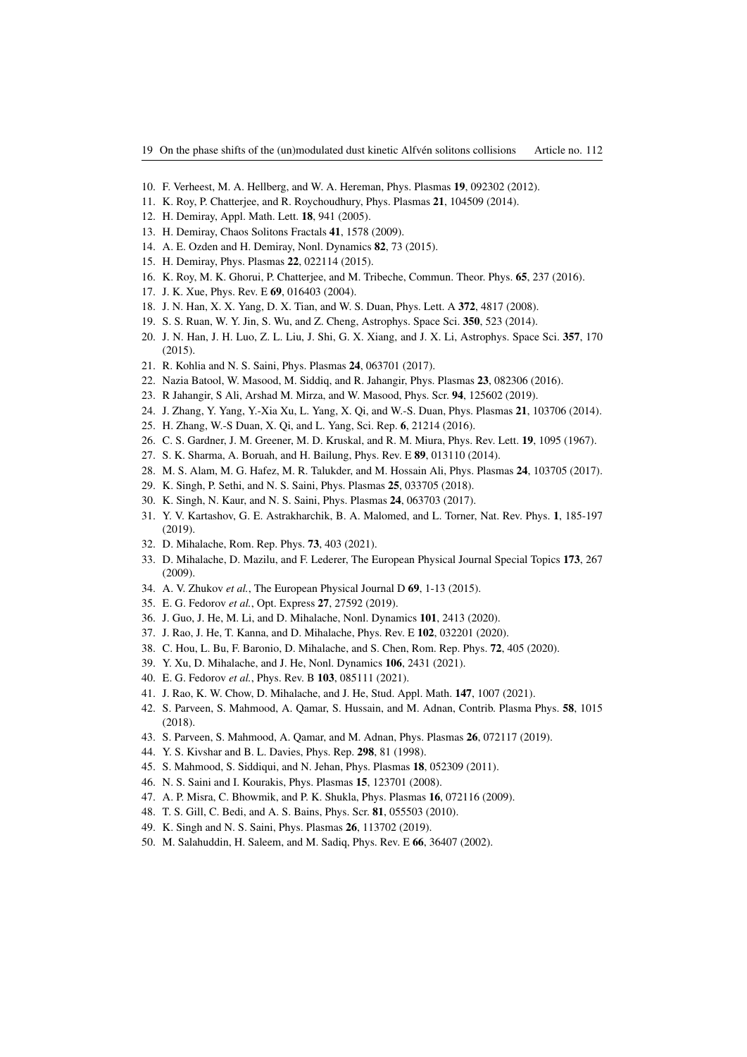10. F. Verheest, M. A. Hellberg, and W. A. Hereman, Phys. Plasmas **19**, 092302 (2012).
11. K. Roy, P. Chatterjee, and R. Roychoudhury, Phys. Plasmas **21**, 104509 (2014).
12. H. Demiray, Appl. Math. Lett. **18**, 941 (2005).
13. H. Demiray, Chaos Solitons Fractals **41**, 1578 (2009).
14. A. E. Ozden and H. Demiray, Nonl. Dynamics **82**, 73 (2015).
15. H. Demiray, Phys. Plasmas **22**, 022114 (2015).
16. K. Roy, M. K. Ghorui, P. Chatterjee, and M. Tribeche, Commun. Theor. Phys. **65**, 237 (2016).
17. J. K. Xue, Phys. Rev. E **69**, 016403 (2004).
18. J. N. Han, X. X. Yang, D. X. Tian, and W. S. Duan, Phys. Lett. A **372**, 4817 (2008).
19. S. S. Ruan, W. Y. Jin, S. Wu, and Z. Cheng, Astrophys. Space Sci. **350**, 523 (2014).
20. J. N. Han, J. H. Luo, Z. L. Liu, J. Shi, G. X. Xiang, and J. X. Li, Astrophys. Space Sci. **357**, 170 (2015).
21. R. Kohlia and N. S. Saini, Phys. Plasmas **24**, 063701 (2017).
22. Nazia Batool, W. Masood, M. Siddiq, and R. Jahangir, Phys. Plasmas **23**, 082306 (2016).
23. R Jahangir, S Ali, Arshad M. Mirza, and W. Masood, Phys. Scr. **94**, 125602 (2019).
24. J. Zhang, Y. Yang, Y.-Xia Xu, L. Yang, X. Qi, and W.-S. Duan, Phys. Plasmas **21**, 103706 (2014).
25. H. Zhang, W.-S Duan, X. Qi, and L. Yang, Sci. Rep. **6**, 21214 (2016).
26. C. S. Gardner, J. M. Greener, M. D. Kruskal, and R. M. Miura, Phys. Rev. Lett. **19**, 1095 (1967).
27. S. K. Sharma, A. Boruah, and H. Bailung, Phys. Rev. E **89**, 013110 (2014).
28. M. S. Alam, M. G. Hafez, M. R. Talukder, and M. Hossain Ali, Phys. Plasmas **24**, 103705 (2017).
29. K. Singh, P. Sethi, and N. S. Saini, Phys. Plasmas **25**, 033705 (2018).
30. K. Singh, N. Kaur, and N. S. Saini, Phys. Plasmas **24**, 063703 (2017).
31. Y. V. Kartashov, G. E. Astrakharchik, B. A. Malomed, and L. Torner, Nat. Rev. Phys. **1**, 185-197 (2019).
32. D. Mihalache, Rom. Rep. Phys. **73**, 403 (2021).
33. D. Mihalache, D. Mazilu, and F. Lederer, The European Physical Journal Special Topics **173**, 267 (2009).
34. A. V. Zhukov *et al.*, The European Physical Journal D **69**, 1-13 (2015).
35. E. G. Fedorov *et al.*, Opt. Express **27**, 27592 (2019).
36. J. Guo, J. He, M. Li, and D. Mihalache, Nonl. Dynamics **101**, 2413 (2020).
37. J. Rao, J. He, T. Kanna, and D. Mihalache, Phys. Rev. E **102**, 032201 (2020).
38. C. Hou, L. Bu, F. Baronio, D. Mihalache, and S. Chen, Rom. Rep. Phys. **72**, 405 (2020).
39. Y. Xu, D. Mihalache, and J. He, Nonl. Dynamics **106**, 2431 (2021).
40. E. G. Fedorov *et al.*, Phys. Rev. B **103**, 085111 (2021).
41. J. Rao, K. W. Chow, D. Mihalache, and J. He, Stud. Appl. Math. **147**, 1007 (2021).
42. S. Parveen, S. Mahmood, A. Qamar, S. Hussain, and M. Adnan, Contrib. Plasma Phys. **58**, 1015 (2018).
43. S. Parveen, S. Mahmood, A. Qamar, and M. Adnan, Phys. Plasmas **26**, 072117 (2019).
44. Y. S. Kivshar and B. L. Davies, Phys. Rep. **298**, 81 (1998).
45. S. Mahmood, S. Siddiqui, and N. Jehan, Phys. Plasmas **18**, 052309 (2011).
46. N. S. Saini and I. Kourakis, Phys. Plasmas **15**, 123701 (2008).
47. A. P. Misra, C. Bhowmik, and P. K. Shukla, Phys. Plasmas **16**, 072116 (2009).
48. T. S. Gill, C. Bedi, and A. S. Bains, Phys. Scr. **81**, 055503 (2010).
49. K. Singh and N. S. Saini, Phys. Plasmas **26**, 113702 (2019).
50. M. Salahuddin, H. Saleem, and M. Sadiq, Phys. Rev. E **66**, 36407 (2002).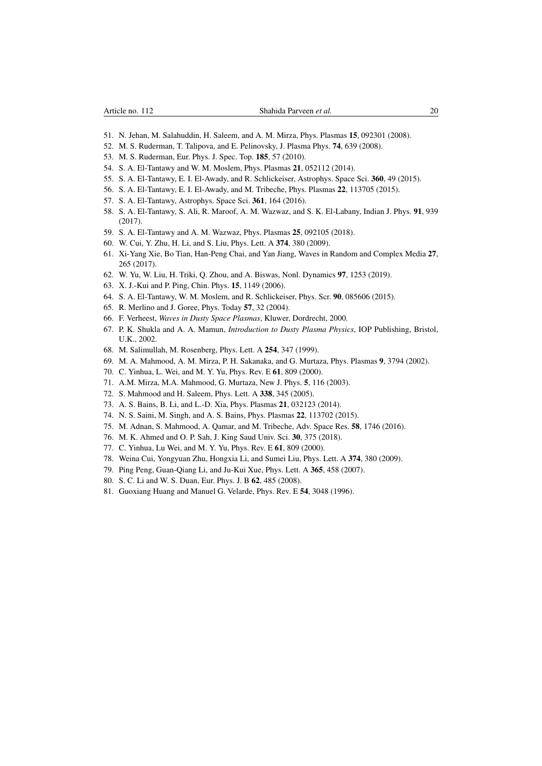51. N. Jehan, M. Salahuddin, H. Saleem, and A. M. Mirza, Phys. Plasmas **15**, 092301 (2008).
52. M. S. Ruderman, T. Talipova, and E. Pelinovsky, J. Plasma Phys. **74**, 639 (2008).
53. M. S. Ruderman, Eur. Phys. J. Spec. Top. **185**, 57 (2010).
54. S. A. El-Tantawy and W. M. Moslem, Phys. Plasmas **21**, 052112 (2014).
55. S. A. El-Tantawy, E. I. El-Awady, and R. Schlickeiser, Astrophys. Space Sci. **360**, 49 (2015).
56. S. A. El-Tantawy, E. I. El-Awady, and M. Tribeche, Phys. Plasmas **22**, 113705 (2015).
57. S. A. El-Tantawy, Astrophys. Space Sci. **361**, 164 (2016).
58. S. A. El-Tantawy, S. Ali, R. Maroof, A. M. Wazwaz, and S. K. El-Labany, Indian J. Phys. **91**, 939 (2017).
59. S. A. El-Tantawy and A. M. Wazwaz, Phys. Plasmas **25**, 092105 (2018).
60. W. Cui, Y. Zhu, H. Li, and S. Liu, Phys. Lett. A **374**, 380 (2009).
61. Xi-Yang Xie, Bo Tian, Han-Peng Chai, and Yan Jiang, Waves in Random and Complex Media **27**, 265 (2017).
62. W. Yu, W. Liu, H. Triki, Q. Zhou, and A. Biswas, Nonl. Dynamics **97**, 1253 (2019).
63. X. J.-Kui and P. Ping, Chin. Phys. **15**, 1149 (2006).
64. S. A. El-Tantawy, W. M. Moslem, and R. Schlickeiser, Phys. Scr. **90**, 085606 (2015).
65. R. Merlino and J. Goree, Phys. Today **57**, 32 (2004).
66. F. Verheest, *Waves in Dusty Space Plasmas*, Kluwer, Dordrecht, 2000.
67. P. K. Shukla and A. A. Mamun, *Introduction to Dusty Plasma Physics*, IOP Publishing, Bristol, U.K., 2002.
68. M. Salimullah, M. Rosenberg, Phys. Lett. A **254**, 347 (1999).
69. M. A. Mahmood, A. M. Mirza, P. H. Sakanaka, and G. Murtaza, Phys. Plasmas **9**, 3794 (2002).
70. C. Yinhua, L. Wei, and M. Y. Yu, Phys. Rev. E **61**, 809 (2000).
71. A.M. Mirza, M.A. Mahmood, G. Murtaza, New J. Phys. **5**, 116 (2003).
72. S. Mahmood and H. Saleem, Phys. Lett. A **338**, 345 (2005).
73. A. S. Bains, B. Li, and L.-D. Xia, Phys. Plasmas **21**, 032123 (2014).
74. N. S. Saini, M. Singh, and A. S. Bains, Phys. Plasmas **22**, 113702 (2015).
75. M. Adnan, S. Mahmood, A. Qamar, and M. Tribeche, Adv. Space Res. **58**, 1746 (2016).
76. M. K. Ahmed and O. P. Sah, J. King Saud Univ. Sci. **30**, 375 (2018).
77. C. Yinhua, Lu Wei, and M. Y. Yu, Phys. Rev. E **61**, 809 (2000).
78. Weina Cui, Yongyuan Zhu, Hongxia Li, and Sumei Liu, Phys. Lett. A **374**, 380 (2009).
79. Ping Peng, Guan-Qiang Li, and Ju-Kui Xue, Phys. Lett. A **365**, 458 (2007).
80. S. C. Li and W. S. Duan, Eur. Phys. J. B **62**, 485 (2008).
81. Guoxiang Huang and Manuel G. Velarde, Phys. Rev. E **54**, 3048 (1996).